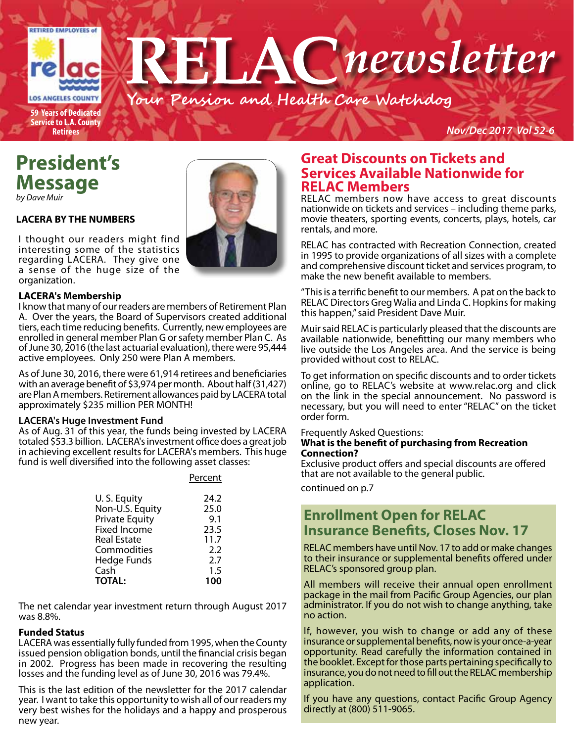# RELAC newsletter

*Your Pension and Health Care Watchdog*

RETIRED EMPLOYEES of LOS ANGELES COUNTY

59 Years of Dedicated Service to L.A. County Retirees

*Nov/Dec 2017 Vol 52-6*

## President's Message

*by Dave Muir*

### LACERA BY THE NUMBERS

I thought our readers might find interesting some of the statistics regarding LACERA. They give one a sense of the huge size of the organization.

**LACERA's Membership**

I know that many of our readers are members of Retirement Plan A. Over the years, the Board of Supervisors created additional tiers, each time reducing benefits. Currently, new employees are enrolled in general member Plan G or safety member Plan C. As of June 30, 2016 (the last actuarial evaluation), there were 95,444 active employees. Only 250 were Plan A members.

As of June 30, 2016, there were 61,914 retirees and beneficiaries with an average benefit of $3,974 per month. About half (31,427) are Plan A members. Retirement allowances paid by LACERA total approximately $235 million PER MONTH!

**LACERA's Huge Investment Fund**

As of Aug. 31 of this year, the funds being invested by LACERA totaled $53.3 billion. LACERA's investment office does a great job in achieving excellent results for LACERA's members. This huge fund is well diversified into the following asset classes:

| | Percent |
|---|---|
| U. S. Equity | 24.2 |
| Non-U.S. Equity | 25.0 |
| Private Equity | 9.1 |
| Fixed Income | 23.5 |
| Real Estate | 11.7 |
| Commodities | 2.2 |
| Hedge Funds | 2.7 |
| Cash | 1.5 |
| **TOTAL:** | **100** |

The net calendar year investment return through August 2017 was 8.8%.

**Funded Status**

LACERA was essentially fully funded from 1995, when the County issued pension obligation bonds, until the financial crisis began in 2002. Progress has been made in recovering the resulting losses and the funding level as of June 30, 2016 was 79.4%.

This is the last edition of the newsletter for the 2017 calendar year. I want to take this opportunity to wish all of our readers my very best wishes for the holidays and a happy and prosperous new year.

## Great Discounts on Tickets and Services Available Nationwide for RELAC Members

RELAC members now have access to great discounts nationwide on tickets and services – including theme parks, movie theaters, sporting events, concerts, plays, hotels, car rentals, and more.

RELAC has contracted with Recreation Connection, created in 1995 to provide organizations of all sizes with a complete and comprehensive discount ticket and services program, to make the new benefit available to members.

"This is a terrific benefit to our members. A pat on the back to RELAC Directors Greg Walia and Linda C. Hopkins for making this happen," said President Dave Muir.

Muir said RELAC is particularly pleased that the discounts are available nationwide, benefitting our many members who live outside the Los Angeles area. And the service is being provided without cost to RELAC.

To get information on specific discounts and to order tickets online, go to RELAC's website at www.relac.org and click on the link in the special announcement. No password is necessary, but you will need to enter "RELAC" on the ticket order form.

Frequently Asked Questions:

**What is the benefit of purchasing from Recreation Connection?**

Exclusive product offers and special discounts are offered that are not available to the general public.

continued on p.7

## Enrollment Open for RELAC Insurance Benefits, Closes Nov. 17

RELAC members have until Nov. 17 to add or make changes to their insurance or supplemental benefits offered under RELAC's sponsored group plan.

All members will receive their annual open enrollment package in the mail from Pacific Group Agencies, our plan administrator. If you do not wish to change anything, take no action.

If, however, you wish to change or add any of these insurance or supplemental benefits, now is your once-a-year opportunity. Read carefully the information contained in the booklet. Except for those parts pertaining specifically to insurance, you do not need to fill out the RELAC membership application.

If you have any questions, contact Pacific Group Agency directly at (800) 511-9065.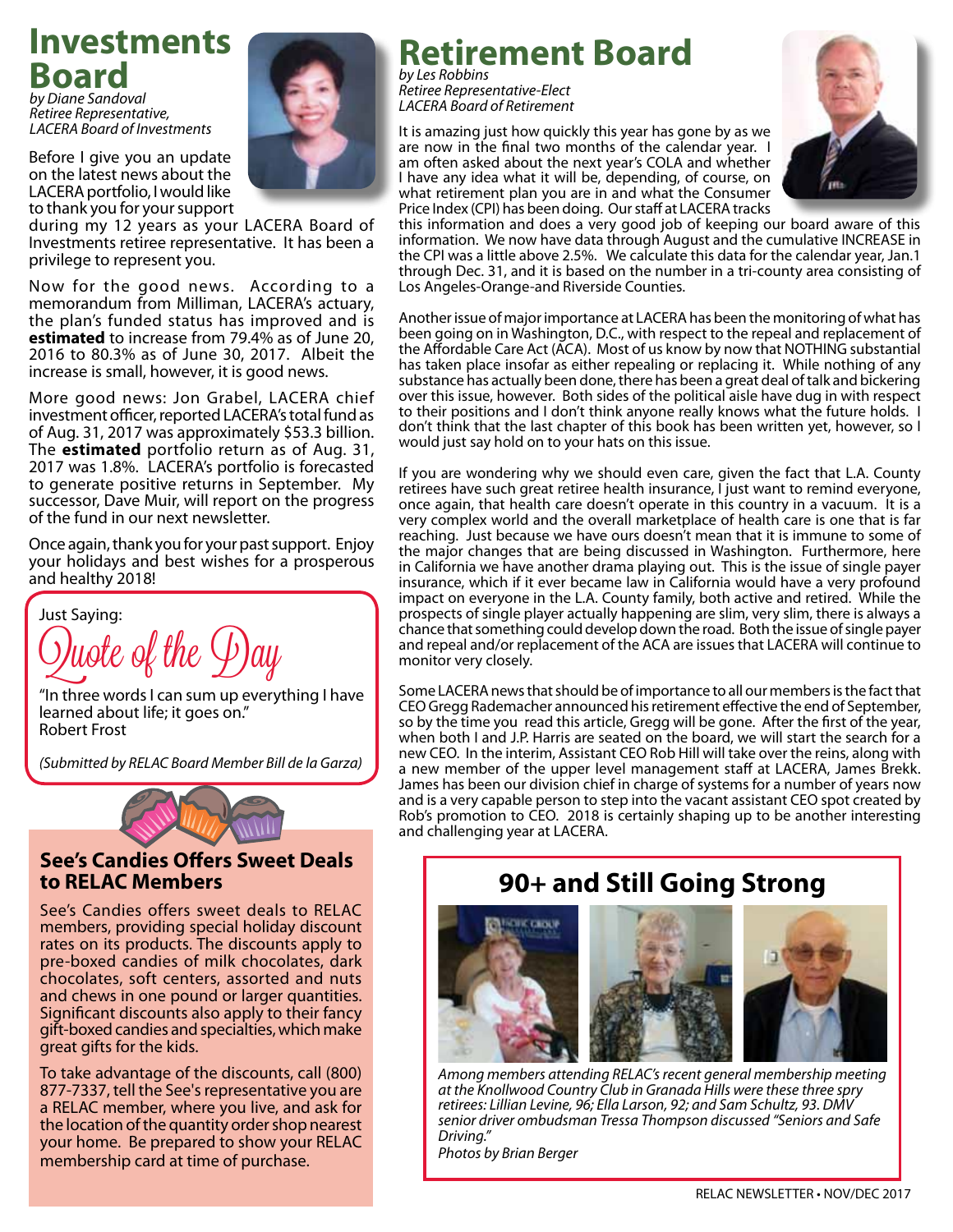# Investments Board

*by Diane Sandoval*
*Retiree Representative,*
*LACERA Board of Investments*

Before I give you an update on the latest news about the LACERA portfolio, I would like to thank you for your support during my 12 years as your LACERA Board of Investments retiree representative. It has been a privilege to represent you.

Now for the good news. According to a memorandum from Milliman, LACERA's actuary, the plan's funded status has improved and is **estimated** to increase from 79.4% as of June 20, 2016 to 80.3% as of June 30, 2017. Albeit the increase is small, however, it is good news.

More good news: Jon Grabel, LACERA chief investment officer, reported LACERA's total fund as of Aug. 31, 2017 was approximately $53.3 billion. The **estimated** portfolio return as of Aug. 31, 2017 was 1.8%. LACERA's portfolio is forecasted to generate positive returns in September. My successor, Dave Muir, will report on the progress of the fund in our next newsletter.

Once again, thank you for your past support. Enjoy your holidays and best wishes for a prosperous and healthy 2018!

Just Saying:

## Quote of the Day

"In three words I can sum up everything I have learned about life; it goes on."
Robert Frost

*(Submitted by RELAC Board Member Bill de la Garza)*

### See's Candies Offers Sweet Deals to RELAC Members

See's Candies offers sweet deals to RELAC members, providing special holiday discount rates on its products. The discounts apply to pre-boxed candies of milk chocolates, dark chocolates, soft centers, assorted and nuts and chews in one pound or larger quantities. Significant discounts also apply to their fancy gift-boxed candies and specialties, which make great gifts for the kids.

To take advantage of the discounts, call (800) 877-7337, tell the See's representative you are a RELAC member, where you live, and ask for the location of the quantity order shop nearest your home. Be prepared to show your RELAC membership card at time of purchase.

# Retirement Board

*by Les Robbins*
*Retiree Representative-Elect*
*LACERA Board of Retirement*

It is amazing just how quickly this year has gone by as we are now in the final two months of the calendar year. I am often asked about the next year's COLA and whether I have any idea what it will be, depending, of course, on what retirement plan you are in and what the Consumer Price Index (CPI) has been doing. Our staff at LACERA tracks this information and does a very good job of keeping our board aware of this information. We now have data through August and the cumulative INCREASE in the CPI was a little above 2.5%. We calculate this data for the calendar year, Jan.1 through Dec. 31, and it is based on the number in a tri-county area consisting of Los Angeles-Orange-and Riverside Counties.

Another issue of major importance at LACERA has been the monitoring of what has been going on in Washington, D.C., with respect to the repeal and replacement of the Affordable Care Act (ACA). Most of us know by now that NOTHING substantial has taken place insofar as either repealing or replacing it. While nothing of any substance has actually been done, there has been a great deal of talk and bickering over this issue, however. Both sides of the political aisle have dug in with respect to their positions and I don't think anyone really knows what the future holds. I don't think that the last chapter of this book has been written yet, however, so I would just say hold on to your hats on this issue.

If you are wondering why we should even care, given the fact that L.A. County retirees have such great retiree health insurance, I just want to remind everyone, once again, that health care doesn't operate in this country in a vacuum. It is a very complex world and the overall marketplace of health care is one that is far reaching. Just because we have ours doesn't mean that it is immune to some of the major changes that are being discussed in Washington. Furthermore, here in California we have another drama playing out. This is the issue of single payer insurance, which if it ever became law in California would have a very profound impact on everyone in the L.A. County family, both active and retired. While the prospects of single player actually happening are slim, very slim, there is always a chance that something could develop down the road. Both the issue of single payer and repeal and/or replacement of the ACA are issues that LACERA will continue to monitor very closely.

Some LACERA news that should be of importance to all our members is the fact that CEO Gregg Rademacher announced his retirement effective the end of September, so by the time you read this article, Gregg will be gone. After the first of the year, when both I and J.P. Harris are seated on the board, we will start the search for a new CEO. In the interim, Assistant CEO Rob Hill will take over the reins, along with a new member of the upper level management staff at LACERA, James Brekk. James has been our division chief in charge of systems for a number of years now and is a very capable person to step into the vacant assistant CEO spot created by Rob's promotion to CEO. 2018 is certainly shaping up to be another interesting and challenging year at LACERA.

## 90+ and Still Going Strong

*Among members attending RELAC's recent general membership meeting at the Knollwood Country Club in Granada Hills were these three spry retirees: Lillian Levine, 96; Ella Larson, 92; and Sam Schultz, 93. DMV senior driver ombudsman Tressa Thompson discussed "Seniors and Safe Driving."*
*Photos by Brian Berger*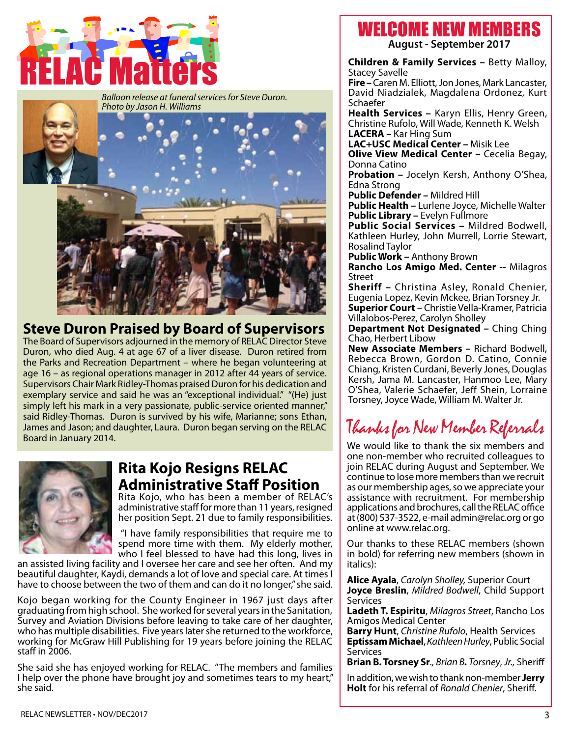# RELAC Matters

*Balloon release at funeral services for Steve Duron. Photo by Jason H. Williams*

## Steve Duron Praised by Board of Supervisors

The Board of Supervisors adjourned in the memory of RELAC Director Steve Duron, who died Aug. 4 at age 67 of a liver disease. Duron retired from the Parks and Recreation Department – where he began volunteering at age 16 – as regional operations manager in 2012 after 44 years of service. Supervisors Chair Mark Ridley-Thomas praised Duron for his dedication and exemplary service and said he was an "exceptional individual." "(He) just simply left his mark in a very passionate, public-service oriented manner," said Ridley-Thomas. Duron is survived by his wife, Marianne; sons Ethan, James and Jason; and daughter, Laura. Duron began serving on the RELAC Board in January 2014.

## Rita Kojo Resigns RELAC Administrative Staff Position

Rita Kojo, who has been a member of RELAC's administrative staff for more than 11 years, resigned her position Sept. 21 due to family responsibilities.

"I have family responsibilities that require me to spend more time with them. My elderly mother, who I feel blessed to have had this long, lives in an assisted living facility and I oversee her care and see her often. And my beautiful daughter, Kaydi, demands a lot of love and special care. At times I have to choose between the two of them and can do it no longer," she said.

Kojo began working for the County Engineer in 1967 just days after graduating from high school. She worked for several years in the Sanitation, Survey and Aviation Divisions before leaving to take care of her daughter, who has multiple disabilities. Five years later she returned to the workforce, working for McGraw Hill Publishing for 19 years before joining the RELAC staff in 2006.

She said she has enjoyed working for RELAC. "The members and families I help over the phone have brought joy and sometimes tears to my heart," she said.

## WELCOME NEW MEMBERS

**August - September 2017**

**Children & Family Services** – Betty Malloy, Stacey Savelle
**Fire** – Caren M. Elliott, Jon Jones, Mark Lancaster, David Niadzialek, Magdalena Ordonez, Kurt Schaefer
**Health Services** – Karyn Ellis, Henry Green, Christine Rufolo, Will Wade, Kenneth K. Welsh
**LACERA** – Kar Hing Sum
**LAC+USC Medical Center** – Misik Lee
**Olive View Medical Center** – Cecelia Begay, Donna Catino
**Probation** – Jocelyn Kersh, Anthony O'Shea, Edna Strong
**Public Defender** – Mildred Hill
**Public Health** – Lurlene Joyce, Michelle Walter
**Public Library** – Evelyn Fullmore
**Public Social Services** – Mildred Bodwell, Kathleen Hurley, John Murrell, Lorrie Stewart, Rosalind Taylor
**Public Work** – Anthony Brown
**Rancho Los Amigo Med. Center** -- Milagros Street
**Sheriff** – Christina Asley, Ronald Chenier, Eugenia Lopez, Kevin Mckee, Brian Torsney Jr.
**Superior Court** – Christie Vella-Kramer, Patricia Villalobos-Perez, Carolyn Sholley
**Department Not Designated** – Ching Ching Chao, Herbert Libow
**New Associate Members** – Richard Bodwell, Rebecca Brown, Gordon D. Catino, Connie Chiang, Kristen Curdani, Beverly Jones, Douglas Kersh, Jama M. Lancaster, Hanmoo Lee, Mary O'Shea, Valerie Schaefer, Jeff Shein, Lorraine Torsney, Joyce Wade, William M. Walter Jr.

## Thanks for New Member Referrals

We would like to thank the six members and one non-member who recruited colleagues to join RELAC during August and September. We continue to lose more members than we recruit as our membership ages, so we appreciate your assistance with recruitment. For membership applications and brochures, call the RELAC office at (800) 537-3522, e-mail admin@relac.org or go online at www.relac.org.

Our thanks to these RELAC members (shown in bold) for referring new members (shown in italics):

**Alice Ayala**, *Carolyn Sholley,* Superior Court
**Joyce Breslin**, *Mildred Bodwell*, Child Support Services
**Ladeth T. Espiritu**, *Milagros Street*, Rancho Los Amigos Medical Center
**Barry Hunt**, *Christine Rufolo*, Health Services
**Eptissam Michael**, *Kathleen Hurley*, Public Social Services
**Brian B. Torsney Sr**., *Brian B. Torsney, Jr.,* Sheriff

In addition, we wish to thank non-member **Jerry Holt** for his referral of *Ronald Chenier*, Sheriff.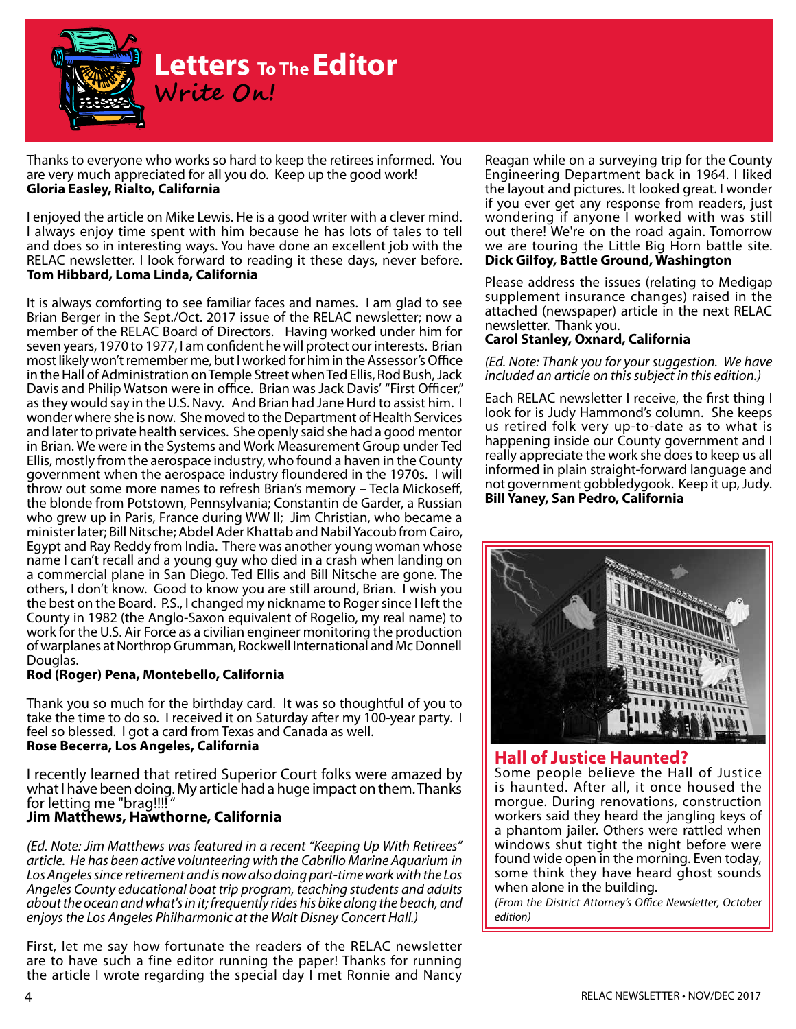# Letters To The Editor

**Write On!**

Thanks to everyone who works so hard to keep the retirees informed. You are very much appreciated for all you do. Keep up the good work!
**Gloria Easley, Rialto, California**

I enjoyed the article on Mike Lewis. He is a good writer with a clever mind. I always enjoy time spent with him because he has lots of tales to tell and does so in interesting ways. You have done an excellent job with the RELAC newsletter. I look forward to reading it these days, never before.
**Tom Hibbard, Loma Linda, California**

It is always comforting to see familiar faces and names. I am glad to see Brian Berger in the Sept./Oct. 2017 issue of the RELAC newsletter; now a member of the RELAC Board of Directors. Having worked under him for seven years, 1970 to 1977, I am confident he will protect our interests. Brian most likely won't remember me, but I worked for him in the Assessor's Office in the Hall of Administration on Temple Street when Ted Ellis, Rod Bush, Jack Davis and Philip Watson were in office. Brian was Jack Davis' "First Officer," as they would say in the U.S. Navy. And Brian had Jane Hurd to assist him. I wonder where she is now. She moved to the Department of Health Services and later to private health services. She openly said she had a good mentor in Brian. We were in the Systems and Work Measurement Group under Ted Ellis, mostly from the aerospace industry, who found a haven in the County government when the aerospace industry floundered in the 1970s. I will throw out some more names to refresh Brian's memory – Tecla Mickoseff, the blonde from Potstown, Pennsylvania; Constantin de Garder, a Russian who grew up in Paris, France during WW II; Jim Christian, who became a minister later; Bill Nitsche; Abdel Ader Khattab and Nabil Yacoub from Cairo, Egypt and Ray Reddy from India. There was another young woman whose name I can't recall and a young guy who died in a crash when landing on a commercial plane in San Diego. Ted Ellis and Bill Nitsche are gone. The others, I don't know. Good to know you are still around, Brian. I wish you the best on the Board. P.S., I changed my nickname to Roger since I left the County in 1982 (the Anglo-Saxon equivalent of Rogelio, my real name) to work for the U.S. Air Force as a civilian engineer monitoring the production of warplanes at Northrop Grumman, Rockwell International and Mc Donnell Douglas.
**Rod (Roger) Pena, Montebello, California**

Thank you so much for the birthday card. It was so thoughtful of you to take the time to do so. I received it on Saturday after my 100-year party. I feel so blessed. I got a card from Texas and Canada as well.
**Rose Becerra, Los Angeles, California**

I recently learned that retired Superior Court folks were amazed by what I have been doing. My article had a huge impact on them. Thanks for letting me "brag!!!!"
**Jim Matthews, Hawthorne, California**

*(Ed. Note: Jim Matthews was featured in a recent "Keeping Up With Retirees" article. He has been active volunteering with the Cabrillo Marine Aquarium in Los Angeles since retirement and is now also doing part-time work with the Los Angeles County educational boat trip program, teaching students and adults about the ocean and what's in it; frequently rides his bike along the beach, and enjoys the Los Angeles Philharmonic at the Walt Disney Concert Hall.)*

First, let me say how fortunate the readers of the RELAC newsletter are to have such a fine editor running the paper! Thanks for running the article I wrote regarding the special day I met Ronnie and Nancy Reagan while on a surveying trip for the County Engineering Department back in 1964. I liked the layout and pictures. It looked great. I wonder if you ever get any response from readers, just wondering if anyone I worked with was still out there! We're on the road again. Tomorrow we are touring the Little Big Horn battle site.
**Dick Gilfoy, Battle Ground, Washington**

Please address the issues (relating to Medigap supplement insurance changes) raised in the attached (newspaper) article in the next RELAC newsletter. Thank you.
**Carol Stanley, Oxnard, California**

*(Ed. Note: Thank you for your suggestion. We have included an article on this subject in this edition.)*

Each RELAC newsletter I receive, the first thing I look for is Judy Hammond's column. She keeps us retired folk very up-to-date as to what is happening inside our County government and I really appreciate the work she does to keep us all informed in plain straight-forward language and not government gobbledygook. Keep it up, Judy.
**Bill Yaney, San Pedro, California**

## Hall of Justice Haunted?

Some people believe the Hall of Justice is haunted. After all, it once housed the morgue. During renovations, construction workers said they heard the jangling keys of a phantom jailer. Others were rattled when windows shut tight the night before were found wide open in the morning. Even today, some think they have heard ghost sounds when alone in the building.

*(From the District Attorney's Office Newsletter, October edition)*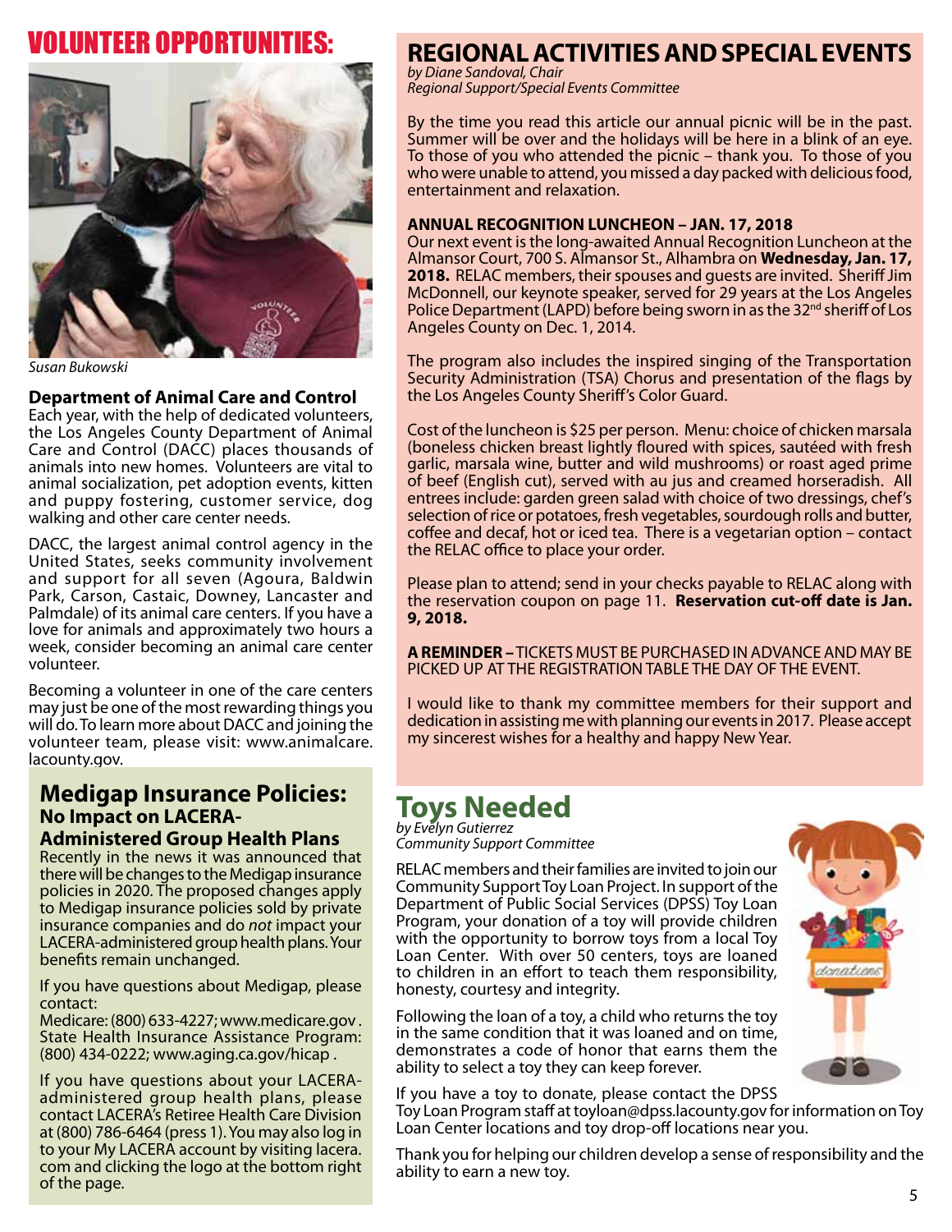# VOLUNTEER OPPORTUNITIES:

*Susan Bukowski*

### Department of Animal Care and Control

Each year, with the help of dedicated volunteers, the Los Angeles County Department of Animal Care and Control (DACC) places thousands of animals into new homes. Volunteers are vital to animal socialization, pet adoption events, kitten and puppy fostering, customer service, dog walking and other care center needs.

DACC, the largest animal control agency in the United States, seeks community involvement and support for all seven (Agoura, Baldwin Park, Carson, Castaic, Downey, Lancaster and Palmdale) of its animal care centers. If you have a love for animals and approximately two hours a week, consider becoming an animal care center volunteer.

Becoming a volunteer in one of the care centers may just be one of the most rewarding things you will do. To learn more about DACC and joining the volunteer team, please visit: www.animalcare.lacounty.gov.

## Medigap Insurance Policies:
### No Impact on LACERA-Administered Group Health Plans

Recently in the news it was announced that there will be changes to the Medigap insurance policies in 2020. The proposed changes apply to Medigap insurance policies sold by private insurance companies and do *not* impact your LACERA-administered group health plans. Your benefits remain unchanged.

If you have questions about Medigap, please contact:
Medicare: (800) 633-4227; www.medicare.gov .
State Health Insurance Assistance Program: (800) 434-0222; www.aging.ca.gov/hicap .

If you have questions about your LACERA-administered group health plans, please contact LACERA's Retiree Health Care Division at (800) 786-6464 (press 1). You may also log in to your My LACERA account by visiting lacera.com and clicking the logo at the bottom right of the page.

# REGIONAL ACTIVITIES AND SPECIAL EVENTS

*by Diane Sandoval, Chair*
*Regional Support/Special Events Committee*

By the time you read this article our annual picnic will be in the past. Summer will be over and the holidays will be here in a blink of an eye. To those of you who attended the picnic – thank you. To those of you who were unable to attend, you missed a day packed with delicious food, entertainment and relaxation.

**ANNUAL RECOGNITION LUNCHEON – JAN. 17, 2018**
Our next event is the long-awaited Annual Recognition Luncheon at the Almansor Court, 700 S. Almansor St., Alhambra on **Wednesday, Jan. 17, 2018.** RELAC members, their spouses and guests are invited. Sheriff Jim McDonnell, our keynote speaker, served for 29 years at the Los Angeles Police Department (LAPD) before being sworn in as the 32nd sheriff of Los Angeles County on Dec. 1, 2014.

The program also includes the inspired singing of the Transportation Security Administration (TSA) Chorus and presentation of the flags by the Los Angeles County Sheriff's Color Guard.

Cost of the luncheon is $25 per person. Menu: choice of chicken marsala (boneless chicken breast lightly floured with spices, sautéed with fresh garlic, marsala wine, butter and wild mushrooms) or roast aged prime of beef (English cut), served with au jus and creamed horseradish. All entrees include: garden green salad with choice of two dressings, chef's selection of rice or potatoes, fresh vegetables, sourdough rolls and butter, coffee and decaf, hot or iced tea. There is a vegetarian option – contact the RELAC office to place your order.

Please plan to attend; send in your checks payable to RELAC along with the reservation coupon on page 11. **Reservation cut-off date is Jan. 9, 2018.**

**A REMINDER –** TICKETS MUST BE PURCHASED IN ADVANCE AND MAY BE PICKED UP AT THE REGISTRATION TABLE THE DAY OF THE EVENT.

I would like to thank my committee members for their support and dedication in assisting me with planning our events in 2017. Please accept my sincerest wishes for a healthy and happy New Year.

# Toys Needed

*by Evelyn Gutierrez*
*Community Support Committee*

RELAC members and their families are invited to join our Community Support Toy Loan Project. In support of the Department of Public Social Services (DPSS) Toy Loan Program, your donation of a toy will provide children with the opportunity to borrow toys from a local Toy Loan Center. With over 50 centers, toys are loaned to children in an effort to teach them responsibility, honesty, courtesy and integrity.

Following the loan of a toy, a child who returns the toy in the same condition that it was loaned and on time, demonstrates a code of honor that earns them the ability to select a toy they can keep forever.

If you have a toy to donate, please contact the DPSS Toy Loan Program staff at toyloan@dpss.lacounty.gov for information on Toy Loan Center locations and toy drop-off locations near you.

Thank you for helping our children develop a sense of responsibility and the ability to earn a new toy.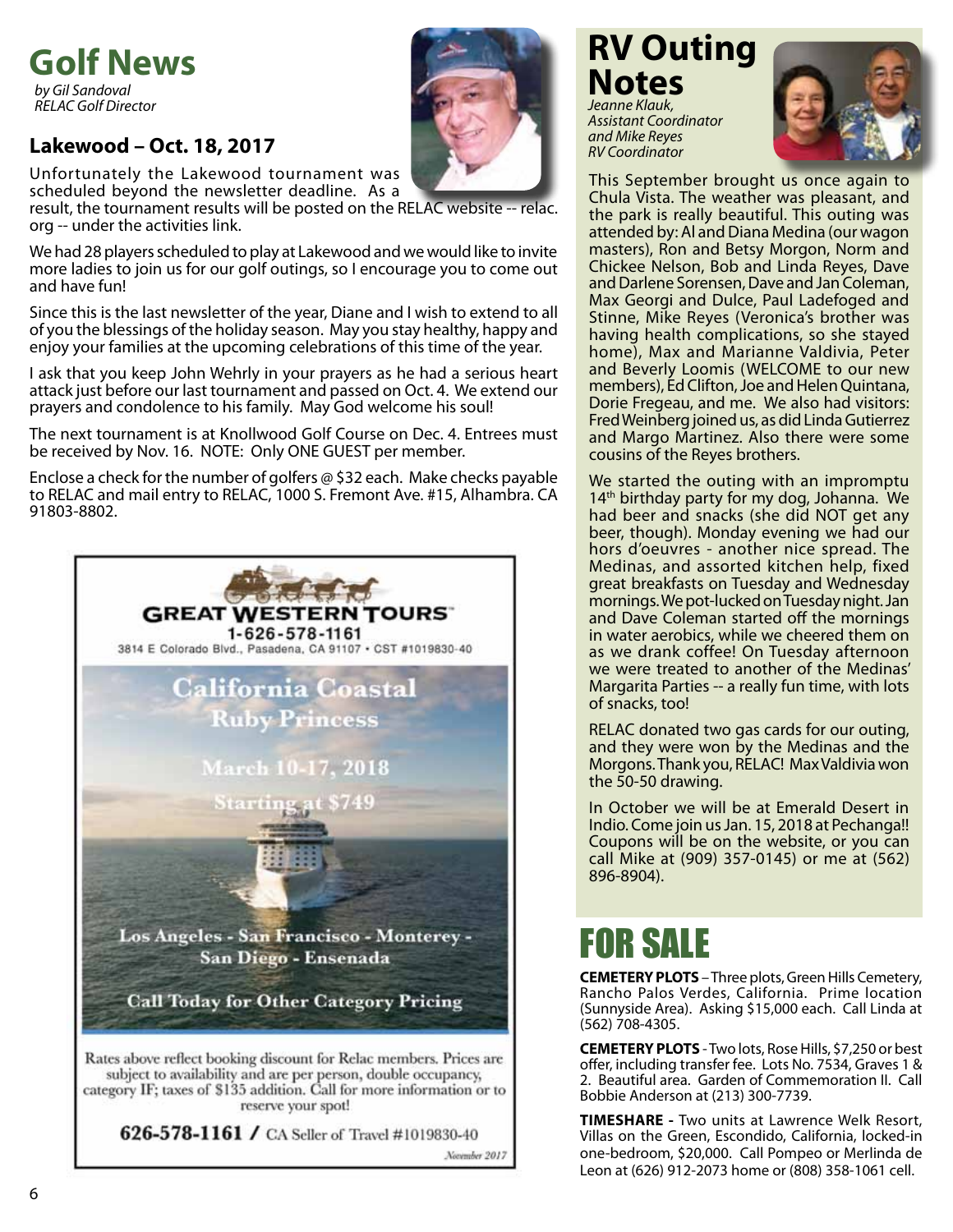# Golf News

*by Gil Sandoval*
*RELAC Golf Director*

### Lakewood – Oct. 18, 2017

Unfortunately the Lakewood tournament was scheduled beyond the newsletter deadline. As a result, the tournament results will be posted on the RELAC website -- relac.org -- under the activities link.

We had 28 players scheduled to play at Lakewood and we would like to invite more ladies to join us for our golf outings, so I encourage you to come out and have fun!

Since this is the last newsletter of the year, Diane and I wish to extend to all of you the blessings of the holiday season. May you stay healthy, happy and enjoy your families at the upcoming celebrations of this time of the year.

I ask that you keep John Wehrly in your prayers as he had a serious heart attack just before our last tournament and passed on Oct. 4. We extend our prayers and condolence to his family. May God welcome his soul!

The next tournament is at Knollwood Golf Course on Dec. 4. Entrees must be received by Nov. 16. NOTE: Only ONE GUEST per member.

Enclose a check for the number of golfers @ $32 each. Make checks payable to RELAC and mail entry to RELAC, 1000 S. Fremont Ave. #15, Alhambra. CA 91803-8802.

**GREAT WESTERN TOURS**
1-626-578-1161
3814 E Colorado Blvd., Pasadena, CA 91107 • CST #1019830-40

**California Coastal**
**Ruby Princess**
**March 10-17, 2018**
**Starting at $749**

Los Angeles - San Francisco - Monterey - San Diego - Ensenada

Call Today for Other Category Pricing

Rates above reflect booking discount for Relac members. Prices are subject to availability and are per person, double occupancy, category IF; taxes of $135 addition. Call for more information or to reserve your spot!

**626-578-1161** / CA Seller of Travel #1019830-40

*November 2017*

# RV Outing Notes

*Jeanne Klauk,*
*Assistant Coordinator*
*and Mike Reyes*
*RV Coordinator*

This September brought us once again to Chula Vista. The weather was pleasant, and the park is really beautiful. This outing was attended by: Al and Diana Medina (our wagon masters), Ron and Betsy Morgon, Norm and Chickee Nelson, Bob and Linda Reyes, Dave and Darlene Sorensen, Dave and Jan Coleman, Max Georgi and Dulce, Paul Ladefoged and Stinne, Mike Reyes (Veronica's brother was having health complications, so she stayed home), Max and Marianne Valdivia, Peter and Beverly Loomis (WELCOME to our new members), Ed Clifton, Joe and Helen Quintana, Dorie Fregeau, and me. We also had visitors: Fred Weinberg joined us, as did Linda Gutierrez and Margo Martinez. Also there were some cousins of the Reyes brothers.

We started the outing with an impromptu 14th birthday party for my dog, Johanna. We had beer and snacks (she did NOT get any beer, though). Monday evening we had our hors d'oeuvres - another nice spread. The Medinas, and assorted kitchen help, fixed great breakfasts on Tuesday and Wednesday mornings. We pot-lucked on Tuesday night. Jan and Dave Coleman started off the mornings in water aerobics, while we cheered them on as we drank coffee! On Tuesday afternoon we were treated to another of the Medinas' Margarita Parties -- a really fun time, with lots of snacks, too!

RELAC donated two gas cards for our outing, and they were won by the Medinas and the Morgons. Thank you, RELAC! Max Valdivia won the 50-50 drawing.

In October we will be at Emerald Desert in Indio. Come join us Jan. 15, 2018 at Pechanga!! Coupons will be on the website, or you can call Mike at (909) 357-0145) or me at (562) 896-8904).

# FOR SALE

**CEMETERY PLOTS** – Three plots, Green Hills Cemetery, Rancho Palos Verdes, California. Prime location (Sunnyside Area). Asking $15,000 each. Call Linda at (562) 708-4305.

**CEMETERY PLOTS** - Two lots, Rose Hills, $7,250 or best offer, including transfer fee. Lots No. 7534, Graves 1 & 2. Beautiful area. Garden of Commemoration II. Call Bobbie Anderson at (213) 300-7739.

**TIMESHARE -** Two units at Lawrence Welk Resort, Villas on the Green, Escondido, California, locked-in one-bedroom, $20,000. Call Pompeo or Merlinda de Leon at (626) 912-2073 home or (808) 358-1061 cell.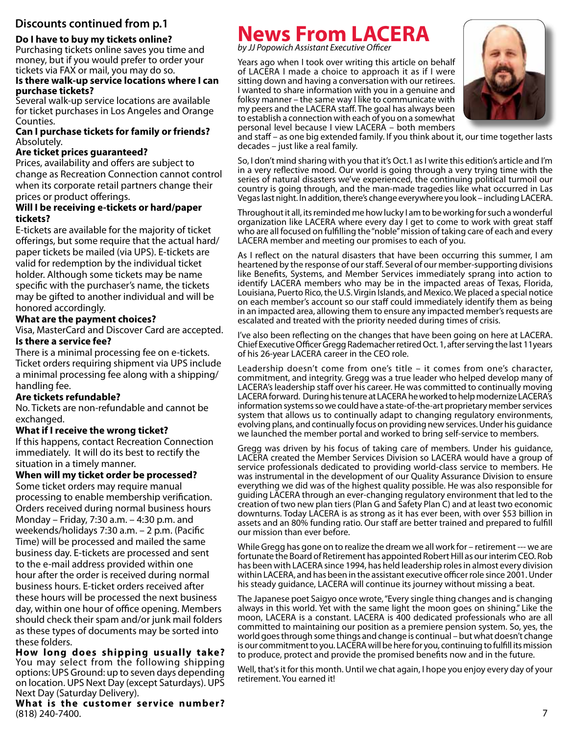## Discounts continued from p.1

**Do I have to buy my tickets online?**
Purchasing tickets online saves you time and money, but if you would prefer to order your tickets via FAX or mail, you may do so.

**Is there walk-up service locations where I can purchase tickets?**
Several walk-up service locations are available for ticket purchases in Los Angeles and Orange Counties.

**Can I purchase tickets for family or friends?**
Absolutely.

**Are ticket prices guaranteed?**
Prices, availability and offers are subject to change as Recreation Connection cannot control when its corporate retail partners change their prices or product offerings.

**Will I be receiving e-tickets or hard/paper tickets?**
E-tickets are available for the majority of ticket offerings, but some require that the actual hard/paper tickets be mailed (via UPS). E-tickets are valid for redemption by the individual ticket holder. Although some tickets may be name specific with the purchaser's name, the tickets may be gifted to another individual and will be honored accordingly.

**What are the payment choices?**
Visa, MasterCard and Discover Card are accepted.

**Is there a service fee?**
There is a minimal processing fee on e-tickets. Ticket orders requiring shipment via UPS include a minimal processing fee along with a shipping/handling fee.

**Are tickets refundable?**
No. Tickets are non-refundable and cannot be exchanged.

**What if I receive the wrong ticket?**
If this happens, contact Recreation Connection immediately. It will do its best to rectify the situation in a timely manner.

**When will my ticket order be processed?**
Some ticket orders may require manual processing to enable membership verification. Orders received during normal business hours Monday – Friday, 7:30 a.m. – 4:30 p.m. and weekends/holidays 7:30 a.m. – 2 p.m. (Pacific Time) will be processed and mailed the same business day. E-tickets are processed and sent to the e-mail address provided within one hour after the order is received during normal business hours. E-ticket orders received after these hours will be processed the next business day, within one hour of office opening. Members should check their spam and/or junk mail folders as these types of documents may be sorted into these folders.

**How long does shipping usually take?**
You may select from the following shipping options: UPS Ground: up to seven days depending on location. UPS Next Day (except Saturdays). UPS Next Day (Saturday Delivery).

**What is the customer service number?**
(818) 240-7400.

# News From LACERA

*by JJ Popowich Assistant Executive Officer*

Years ago when I took over writing this article on behalf of LACERA I made a choice to approach it as if I were sitting down and having a conversation with our retirees. I wanted to share information with you in a genuine and folksy manner – the same way I like to communicate with my peers and the LACERA staff. The goal has always been to establish a connection with each of you on a somewhat personal level because I view LACERA – both members and staff – as one big extended family. If you think about it, our time together lasts decades – just like a real family.

So, I don't mind sharing with you that it's Oct.1 as I write this edition's article and I'm in a very reflective mood. Our world is going through a very trying time with the series of natural disasters we've experienced, the continuing political turmoil our country is going through, and the man-made tragedies like what occurred in Las Vegas last night. In addition, there's change everywhere you look – including LACERA.

Throughout it all, its reminded me how lucky I am to be working for such a wonderful organization like LACERA where every day I get to come to work with great staff who are all focused on fulfilling the "noble" mission of taking care of each and every LACERA member and meeting our promises to each of you.

As I reflect on the natural disasters that have been occurring this summer, I am heartened by the response of our staff. Several of our member-supporting divisions like Benefits, Systems, and Member Services immediately sprang into action to identify LACERA members who may be in the impacted areas of Texas, Florida, Louisiana, Puerto Rico, the U.S. Virgin Islands, and Mexico. We placed a special notice on each member's account so our staff could immediately identify them as being in an impacted area, allowing them to ensure any impacted member's requests are escalated and treated with the priority needed during times of crisis.

I've also been reflecting on the changes that have been going on here at LACERA. Chief Executive Officer Gregg Rademacher retired Oct. 1, after serving the last 11years of his 26-year LACERA career in the CEO role.

Leadership doesn't come from one's title – it comes from one's character, commitment, and integrity. Gregg was a true leader who helped develop many of LACERA's leadership staff over his career. He was committed to continually moving LACERA forward. During his tenure at LACERA he worked to help modernize LACERA's information systems so we could have a state-of-the-art proprietary member services system that allows us to continually adapt to changing regulatory environments, evolving plans, and continually focus on providing new services. Under his guidance we launched the member portal and worked to bring self-service to members.

Gregg was driven by his focus of taking care of members. Under his guidance, LACERA created the Member Services Division so LACERA would have a group of service professionals dedicated to providing world-class service to members. He was instrumental in the development of our Quality Assurance Division to ensure everything we did was of the highest quality possible. He was also responsible for guiding LACERA through an ever-changing regulatory environment that led to the creation of two new plan tiers (Plan G and Safety Plan C) and at least two economic downturns. Today LACERA is as strong as it has ever been, with over $53 billion in assets and an 80% funding ratio. Our staff are better trained and prepared to fulfill our mission than ever before.

While Gregg has gone on to realize the dream we all work for – retirement --- we are fortunate the Board of Retirement has appointed Robert Hill as our interim CEO. Rob has been with LACERA since 1994, has held leadership roles in almost every division within LACERA, and has been in the assistant executive officer role since 2001. Under his steady guidance, LACERA will continue its journey without missing a beat.

The Japanese poet Saigyo once wrote, "Every single thing changes and is changing always in this world. Yet with the same light the moon goes on shining." Like the moon, LACERA is a constant. LACERA is 400 dedicated professionals who are all committed to maintaining our position as a premiere pension system. So, yes, the world goes through some things and change is continual – but what doesn't change is our commitment to you. LACERA will be here for you, continuing to fulfill its mission to produce, protect and provide the promised benefits now and in the future.

Well, that's it for this month. Until we chat again, I hope you enjoy every day of your retirement. You earned it!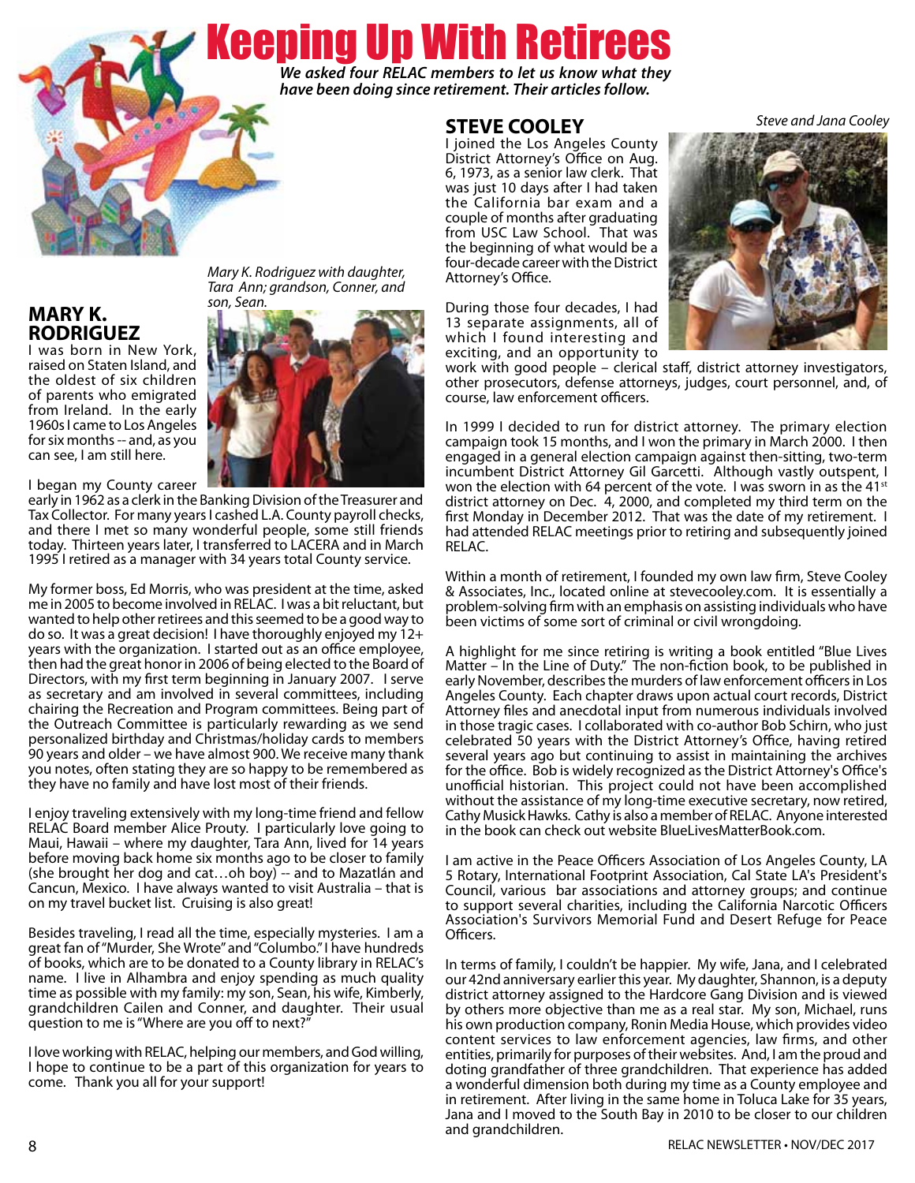# Keeping Up With Retirees

***We asked four RELAC members to let us know what they have been doing since retirement. Their articles follow.***

## MARY K. RODRIGUEZ

*Mary K. Rodriguez with daughter, Tara Ann; grandson, Conner, and son, Sean.*

I was born in New York, raised on Staten Island, and the oldest of six children of parents who emigrated from Ireland. In the early 1960s I came to Los Angeles for six months -- and, as you can see, I am still here.

I began my County career early in 1962 as a clerk in the Banking Division of the Treasurer and Tax Collector. For many years I cashed L.A. County payroll checks, and there I met so many wonderful people, some still friends today. Thirteen years later, I transferred to LACERA and in March 1995 I retired as a manager with 34 years total County service.

My former boss, Ed Morris, who was president at the time, asked me in 2005 to become involved in RELAC. I was a bit reluctant, but wanted to help other retirees and this seemed to be a good way to do so. It was a great decision! I have thoroughly enjoyed my 12+ years with the organization. I started out as an office employee, then had the great honor in 2006 of being elected to the Board of Directors, with my first term beginning in January 2007. I serve as secretary and am involved in several committees, including chairing the Recreation and Program committees. Being part of the Outreach Committee is particularly rewarding as we send personalized birthday and Christmas/holiday cards to members 90 years and older – we have almost 900. We receive many thank you notes, often stating they are so happy to be remembered as they have no family and have lost most of their friends.

I enjoy traveling extensively with my long-time friend and fellow RELAC Board member Alice Prouty. I particularly love going to Maui, Hawaii – where my daughter, Tara Ann, lived for 14 years before moving back home six months ago to be closer to family (she brought her dog and cat…oh boy) -- and to Mazatlán and Cancun, Mexico. I have always wanted to visit Australia – that is on my travel bucket list. Cruising is also great!

Besides traveling, I read all the time, especially mysteries. I am a great fan of "Murder, She Wrote" and "Columbo." I have hundreds of books, which are to be donated to a County library in RELAC's name. I live in Alhambra and enjoy spending as much quality time as possible with my family: my son, Sean, his wife, Kimberly, grandchildren Cailen and Conner, and daughter. Their usual question to me is "Where are you off to next?"

I love working with RELAC, helping our members, and God willing, I hope to continue to be a part of this organization for years to come. Thank you all for your support!

## STEVE COOLEY

*Steve and Jana Cooley*

I joined the Los Angeles County District Attorney's Office on Aug. 6, 1973, as a senior law clerk. That was just 10 days after I had taken the California bar exam and a couple of months after graduating from USC Law School. That was the beginning of what would be a four-decade career with the District Attorney's Office.

During those four decades, I had 13 separate assignments, all of which I found interesting and exciting, and an opportunity to work with good people – clerical staff, district attorney investigators, other prosecutors, defense attorneys, judges, court personnel, and, of course, law enforcement officers.

In 1999 I decided to run for district attorney. The primary election campaign took 15 months, and I won the primary in March 2000. I then engaged in a general election campaign against then-sitting, two-term incumbent District Attorney Gil Garcetti. Although vastly outspent, I won the election with 64 percent of the vote. I was sworn in as the 41st district attorney on Dec. 4, 2000, and completed my third term on the first Monday in December 2012. That was the date of my retirement. I had attended RELAC meetings prior to retiring and subsequently joined RELAC.

Within a month of retirement, I founded my own law firm, Steve Cooley & Associates, Inc., located online at stevecooley.com. It is essentially a problem-solving firm with an emphasis on assisting individuals who have been victims of some sort of criminal or civil wrongdoing.

A highlight for me since retiring is writing a book entitled "Blue Lives Matter – In the Line of Duty." The non-fiction book, to be published in early November, describes the murders of law enforcement officers in Los Angeles County. Each chapter draws upon actual court records, District Attorney files and anecdotal input from numerous individuals involved in those tragic cases. I collaborated with co-author Bob Schirn, who just celebrated 50 years with the District Attorney's Office, having retired several years ago but continuing to assist in maintaining the archives for the office. Bob is widely recognized as the District Attorney's Office's unofficial historian. This project could not have been accomplished without the assistance of my long-time executive secretary, now retired, Cathy Musick Hawks. Cathy is also a member of RELAC. Anyone interested in the book can check out website BlueLivesMatterBook.com.

I am active in the Peace Officers Association of Los Angeles County, LA 5 Rotary, International Footprint Association, Cal State LA's President's Council, various bar associations and attorney groups; and continue to support several charities, including the California Narcotic Officers Association's Survivors Memorial Fund and Desert Refuge for Peace Officers.

In terms of family, I couldn't be happier. My wife, Jana, and I celebrated our 42nd anniversary earlier this year. My daughter, Shannon, is a deputy district attorney assigned to the Hardcore Gang Division and is viewed by others more objective than me as a real star. My son, Michael, runs his own production company, Ronin Media House, which provides video content services to law enforcement agencies, law firms, and other entities, primarily for purposes of their websites. And, I am the proud and doting grandfather of three grandchildren. That experience has added a wonderful dimension both during my time as a County employee and in retirement. After living in the same home in Toluca Lake for 35 years, Jana and I moved to the South Bay in 2010 to be closer to our children and grandchildren.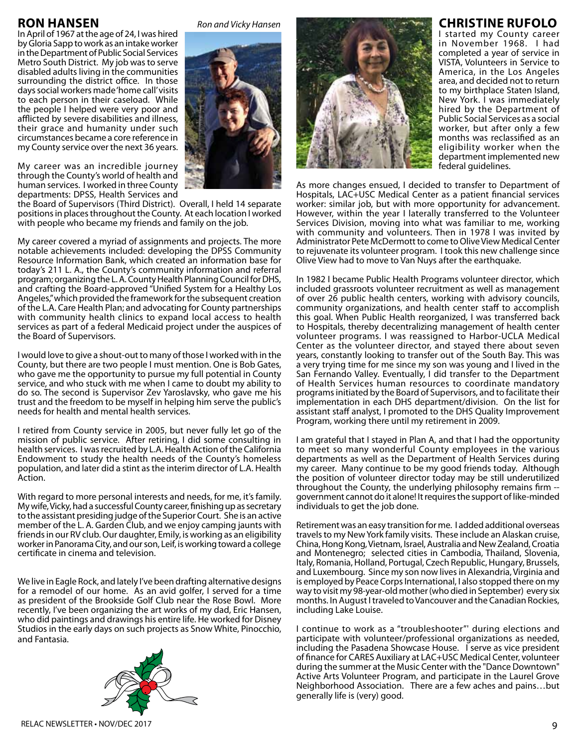## RON HANSEN

*Ron and Vicky Hansen*

In April of 1967 at the age of 24, I was hired by Gloria Sapp to work as an intake worker in the Department of Public Social Services Metro South District. My job was to serve disabled adults living in the communities surrounding the district office. In those days social workers made 'home call' visits to each person in their caseload. While the people I helped were very poor and afflicted by severe disabilities and illness, their grace and humanity under such circumstances became a core reference in my County service over the next 36 years.

My career was an incredible journey through the County's world of health and human services. I worked in three County departments: DPSS, Health Services and the Board of Supervisors (Third District). Overall, I held 14 separate positions in places throughout the County. At each location I worked with people who became my friends and family on the job.

My career covered a myriad of assignments and projects. The more notable achievements included: developing the DPSS Community Resource Information Bank, which created an information base for today's 211 L. A., the County's community information and referral program; organizing the L. A. County Health Planning Council for DHS, and crafting the Board-approved "Unified System for a Healthy Los Angeles," which provided the framework for the subsequent creation of the L.A. Care Health Plan; and advocating for County partnerships with community health clinics to expand local access to health services as part of a federal Medicaid project under the auspices of the Board of Supervisors.

I would love to give a shout-out to many of those I worked with in the County, but there are two people I must mention. One is Bob Gates, who gave me the opportunity to pursue my full potential in County service, and who stuck with me when I came to doubt my ability to do so. The second is Supervisor Zev Yaroslavsky, who gave me his trust and the freedom to be myself in helping him serve the public's needs for health and mental health services.

I retired from County service in 2005, but never fully let go of the mission of public service. After retiring, I did some consulting in health services. I was recruited by L.A. Health Action of the California Endowment to study the health needs of the County's homeless population, and later did a stint as the interim director of L.A. Health Action.

With regard to more personal interests and needs, for me, it's family. My wife, Vicky, had a successful County career, finishing up as secretary to the assistant presiding judge of the Superior Court. She is an active member of the L. A. Garden Club, and we enjoy camping jaunts with friends in our RV club. Our daughter, Emily, is working as an eligibility worker in Panorama City, and our son, Leif, is working toward a college certificate in cinema and television.

We live in Eagle Rock, and lately I've been drafting alternative designs for a remodel of our home. As an avid golfer, I served for a time as president of the Brookside Golf Club near the Rose Bowl. More recently, I've been organizing the art works of my dad, Eric Hansen, who did paintings and drawings his entire life. He worked for Disney Studios in the early days on such projects as Snow White, Pinocchio, and Fantasia.

## CHRISTINE RUFOLO

I started my County career in November 1968. I had completed a year of service in VISTA, Volunteers in Service to America, in the Los Angeles area, and decided not to return to my birthplace Staten Island, New York. I was immediately hired by the Department of Public Social Services as a social worker, but after only a few months was reclassified as an eligibility worker when the department implemented new federal guidelines.

As more changes ensued, I decided to transfer to Department of Hospitals, LAC+USC Medical Center as a patient financial services worker: similar job, but with more opportunity for advancement. However, within the year I laterally transferred to the Volunteer Services Division, moving into what was familiar to me, working with community and volunteers. Then in 1978 I was invited by Administrator Pete McDermott to come to Olive View Medical Center to rejuvenate its volunteer program. I took this new challenge since Olive View had to move to Van Nuys after the earthquake.

In 1982 I became Public Health Programs volunteer director, which included grassroots volunteer recruitment as well as management of over 26 public health centers, working with advisory councils, community organizations, and health center staff to accomplish this goal. When Public Health reorganized, I was transferred back to Hospitals, thereby decentralizing management of health center volunteer programs. I was reassigned to Harbor-UCLA Medical Center as the volunteer director, and stayed there about seven years, constantly looking to transfer out of the South Bay. This was a very trying time for me since my son was young and I lived in the San Fernando Valley. Eventually, I did transfer to the Department of Health Services human resources to coordinate mandatory programs initiated by the Board of Supervisors, and to facilitate their implementation in each DHS department/division. On the list for assistant staff analyst, I promoted to the DHS Quality Improvement Program, working there until my retirement in 2009.

I am grateful that I stayed in Plan A, and that I had the opportunity to meet so many wonderful County employees in the various departments as well as the Department of Health Services during my career. Many continue to be my good friends today. Although the position of volunteer director today may be still underutilized throughout the County, the underlying philosophy remains firm -- government cannot do it alone! It requires the support of like-minded individuals to get the job done.

Retirement was an easy transition for me. I added additional overseas travels to my New York family visits. These include an Alaskan cruise, China, Hong Kong, Vietnam, Israel, Australia and New Zealand, Croatia and Montenegro; selected cities in Cambodia, Thailand, Slovenia, Italy, Romania, Holland, Portugal, Czech Republic, Hungary, Brussels, and Luxembourg. Since my son now lives in Alexandria, Virginia and is employed by Peace Corps International, I also stopped there on my way to visit my 98-year-old mother (who died in September) every six months. In August I traveled to Vancouver and the Canadian Rockies, including Lake Louise.

I continue to work as a "troubleshooter"' during elections and participate with volunteer/professional organizations as needed, including the Pasadena Showcase House. I serve as vice president of finance for CARES Auxiliary at LAC+USC Medical Center, volunteer during the summer at the Music Center with the "Dance Downtown" Active Arts Volunteer Program, and participate in the Laurel Grove Neighborhood Association. There are a few aches and pains…but generally life is (very) good.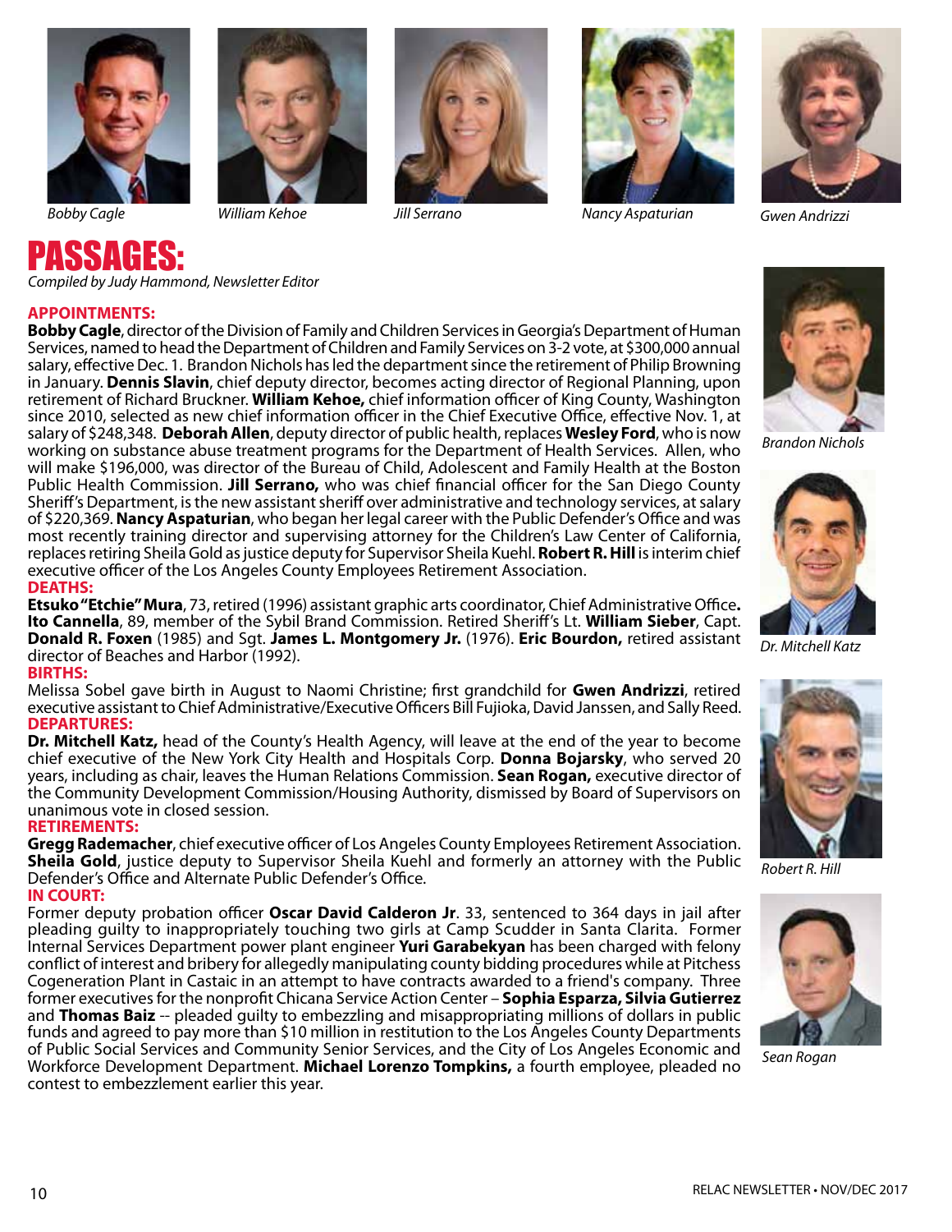*Bobby Cagle* *William Kehoe* *Jill Serrano* *Nancy Aspaturian* *Gwen Andrizzi*

# PASSAGES:

*Compiled by Judy Hammond, Newsletter Editor*

### APPOINTMENTS:

**Bobby Cagle**, director of the Division of Family and Children Services in Georgia's Department of Human Services, named to head the Department of Children and Family Services on 3-2 vote, at $300,000 annual salary, effective Dec. 1. Brandon Nichols has led the department since the retirement of Philip Browning in January. **Dennis Slavin**, chief deputy director, becomes acting director of Regional Planning, upon retirement of Richard Bruckner. **William Kehoe,** chief information officer of King County, Washington since 2010, selected as new chief information officer in the Chief Executive Office, effective Nov. 1, at salary of $248,348. **Deborah Allen**, deputy director of public health, replaces **Wesley Ford**, who is now working on substance abuse treatment programs for the Department of Health Services. Allen, who will make $196,000, was director of the Bureau of Child, Adolescent and Family Health at the Boston Public Health Commission. **Jill Serrano,** who was chief financial officer for the San Diego County Sheriff's Department, is the new assistant sheriff over administrative and technology services, at salary of $220,369. **Nancy Aspaturian**, who began her legal career with the Public Defender's Office and was most recently training director and supervising attorney for the Children's Law Center of California, replaces retiring Sheila Gold as justice deputy for Supervisor Sheila Kuehl. **Robert R. Hill** is interim chief executive officer of the Los Angeles County Employees Retirement Association.

### DEATHS:

**Etsuko "Etchie" Mura**, 73, retired (1996) assistant graphic arts coordinator, Chief Administrative Office**.** **Ito Cannella**, 89, member of the Sybil Brand Commission. Retired Sheriff's Lt. **William Sieber**, Capt. **Donald R. Foxen** (1985) and Sgt. **James L. Montgomery Jr.** (1976). **Eric Bourdon,** retired assistant director of Beaches and Harbor (1992).

### BIRTHS:

Melissa Sobel gave birth in August to Naomi Christine; first grandchild for **Gwen Andrizzi**, retired executive assistant to Chief Administrative/Executive Officers Bill Fujioka, David Janssen, and Sally Reed.

### DEPARTURES:

**Dr. Mitchell Katz,** head of the County's Health Agency, will leave at the end of the year to become chief executive of the New York City Health and Hospitals Corp. **Donna Bojarsky**, who served 20 years, including as chair, leaves the Human Relations Commission. **Sean Rogan,** executive director of the Community Development Commission/Housing Authority, dismissed by Board of Supervisors on unanimous vote in closed session.

### RETIREMENTS:

**Gregg Rademacher**, chief executive officer of Los Angeles County Employees Retirement Association. **Sheila Gold**, justice deputy to Supervisor Sheila Kuehl and formerly an attorney with the Public Defender's Office and Alternate Public Defender's Office.

### IN COURT:

Former deputy probation officer **Oscar David Calderon Jr**. 33, sentenced to 364 days in jail after pleading guilty to inappropriately touching two girls at Camp Scudder in Santa Clarita. Former Internal Services Department power plant engineer **Yuri Garabekyan** has been charged with felony conflict of interest and bribery for allegedly manipulating county bidding procedures while at Pitchess Cogeneration Plant in Castaic in an attempt to have contracts awarded to a friend's company. Three former executives for the nonprofit Chicana Service Action Center – **Sophia Esparza, Silvia Gutierrez** and **Thomas Baiz** -- pleaded guilty to embezzling and misappropriating millions of dollars in public funds and agreed to pay more than $10 million in restitution to the Los Angeles County Departments of Public Social Services and Community Senior Services, and the City of Los Angeles Economic and Workforce Development Department. **Michael Lorenzo Tompkins,** a fourth employee, pleaded no contest to embezzlement earlier this year.

*Brandon Nichols*

*Dr. Mitchell Katz*

*Robert R. Hill*

*Sean Rogan*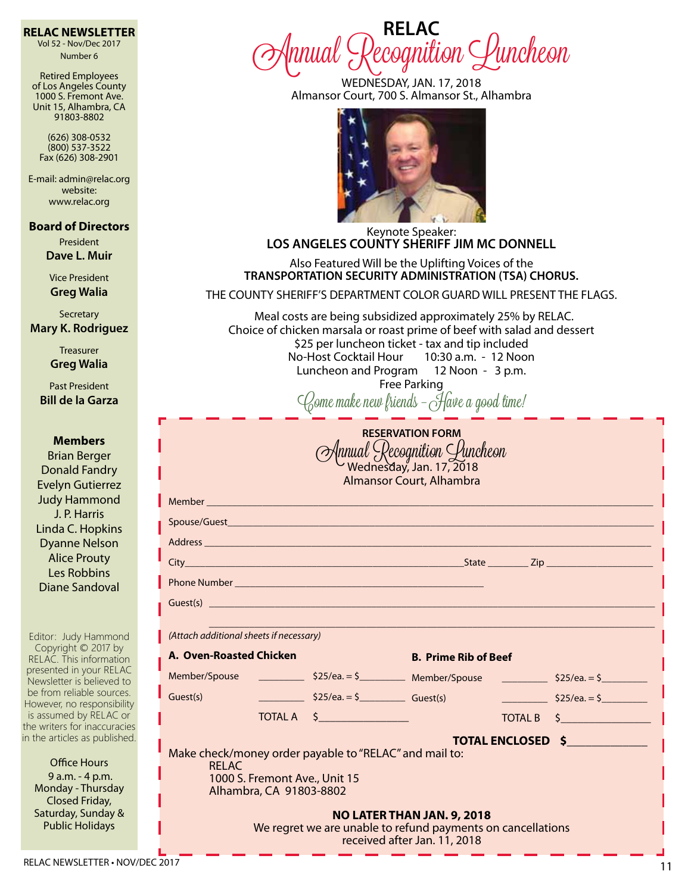**RELAC NEWSLETTER**
Vol 52 - Nov/Dec 2017
Number 6

Retired Employees of Los Angeles County
1000 S. Fremont Ave.
Unit 15, Alhambra, CA
91803-8802

(626) 308-0532
(800) 537-3522
Fax (626) 308-2901

E-mail: admin@relac.org
website:
www.relac.org

**Board of Directors**

President
**Dave L. Muir**

Vice President
**Greg Walia**

Secretary
**Mary K. Rodriguez**

Treasurer
**Greg Walia**

Past President
**Bill de la Garza**

**Members**

Brian Berger
Donald Fandry
Evelyn Gutierrez
Judy Hammond
J. P. Harris
Linda C. Hopkins
Dyanne Nelson
Alice Prouty
Les Robbins
Diane Sandoval

Editor: Judy Hammond
Copyright © 2017 by RELAC. This information presented in your RELAC Newsletter is believed to be from reliable sources. However, no responsibility is assumed by RELAC or the writers for inaccuracies in the articles as published.

Office Hours
9 a.m. - 4 p.m.
Monday - Thursday
Closed Friday, Saturday, Sunday & Public Holidays

# RELAC Annual Recognition Luncheon

WEDNESDAY, JAN. 17, 2018
Almansor Court, 700 S. Almansor St., Alhambra

Keynote Speaker:
**LOS ANGELES COUNTY SHERIFF JIM MC DONNELL**

Also Featured Will be the Uplifting Voices of the
**TRANSPORTATION SECURITY ADMINISTRATION (TSA) CHORUS.**

THE COUNTY SHERIFF'S DEPARTMENT COLOR GUARD WILL PRESENT THE FLAGS.

Meal costs are being subsidized approximately 25% by RELAC.
Choice of chicken marsala or roast prime of beef with salad and dessert
$25 per luncheon ticket - tax and tip included
No-Host Cocktail Hour 10:30 a.m. - 12 Noon
Luncheon and Program 12 Noon - 3 p.m.
Free Parking

*Come make new friends – Have a good time!*

**RESERVATION FORM**

*Annual Recognition Luncheon*
Wednesday, Jan. 17, 2018
Almansor Court, Alhambra

Member ____________________

Spouse/Guest ____________________

Address ____________________

City ____________________ State ________ Zip ____________

Phone Number ____________________

Guest(s) ____________________

*(Attach additional sheets if necessary)*

| **A. Oven-Roasted Chicken** | | | **B. Prime Rib of Beef** | | |
|---|---|---|---|---|---|
| Member/Spouse | ________ | $25/ea. = $________ | Member/Spouse | ________ | $25/ea. = $________ |
| Guest(s) | ________ | $25/ea. = $________ | Guest(s) | ________ | $25/ea. = $________ |
| | TOTAL A | $________ | | TOTAL B | $________ |

**TOTAL ENCLOSED $____________**

Make check/money order payable to "RELAC" and mail to:
RELAC
1000 S. Fremont Ave., Unit 15
Alhambra, CA 91803-8802

**NO LATER THAN JAN. 9, 2018**
We regret we are unable to refund payments on cancellations received after Jan. 11, 2018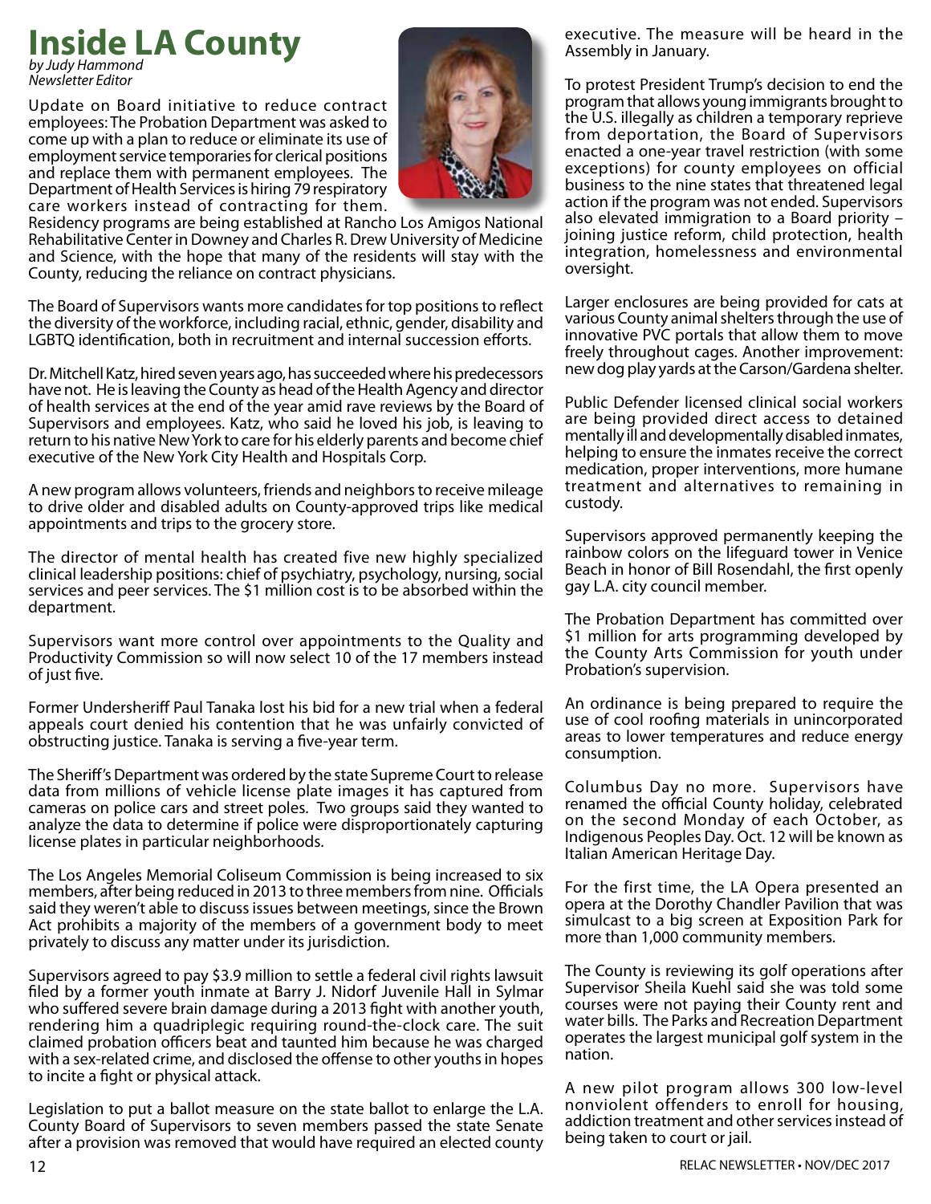# Inside LA County

*by Judy Hammond*
*Newsletter Editor*

Update on Board initiative to reduce contract employees: The Probation Department was asked to come up with a plan to reduce or eliminate its use of employment service temporaries for clerical positions and replace them with permanent employees. The Department of Health Services is hiring 79 respiratory care workers instead of contracting for them. Residency programs are being established at Rancho Los Amigos National Rehabilitative Center in Downey and Charles R. Drew University of Medicine and Science, with the hope that many of the residents will stay with the County, reducing the reliance on contract physicians.

The Board of Supervisors wants more candidates for top positions to reflect the diversity of the workforce, including racial, ethnic, gender, disability and LGBTQ identification, both in recruitment and internal succession efforts.

Dr. Mitchell Katz, hired seven years ago, has succeeded where his predecessors have not. He is leaving the County as head of the Health Agency and director of health services at the end of the year amid rave reviews by the Board of Supervisors and employees. Katz, who said he loved his job, is leaving to return to his native New York to care for his elderly parents and become chief executive of the New York City Health and Hospitals Corp.

A new program allows volunteers, friends and neighbors to receive mileage to drive older and disabled adults on County-approved trips like medical appointments and trips to the grocery store.

The director of mental health has created five new highly specialized clinical leadership positions: chief of psychiatry, psychology, nursing, social services and peer services. The $1 million cost is to be absorbed within the department.

Supervisors want more control over appointments to the Quality and Productivity Commission so will now select 10 of the 17 members instead of just five.

Former Undersheriff Paul Tanaka lost his bid for a new trial when a federal appeals court denied his contention that he was unfairly convicted of obstructing justice. Tanaka is serving a five-year term.

The Sheriff's Department was ordered by the state Supreme Court to release data from millions of vehicle license plate images it has captured from cameras on police cars and street poles. Two groups said they wanted to analyze the data to determine if police were disproportionately capturing license plates in particular neighborhoods.

The Los Angeles Memorial Coliseum Commission is being increased to six members, after being reduced in 2013 to three members from nine. Officials said they weren't able to discuss issues between meetings, since the Brown Act prohibits a majority of the members of a government body to meet privately to discuss any matter under its jurisdiction.

Supervisors agreed to pay $3.9 million to settle a federal civil rights lawsuit filed by a former youth inmate at Barry J. Nidorf Juvenile Hall in Sylmar who suffered severe brain damage during a 2013 fight with another youth, rendering him a quadriplegic requiring round-the-clock care. The suit claimed probation officers beat and taunted him because he was charged with a sex-related crime, and disclosed the offense to other youths in hopes to incite a fight or physical attack.

Legislation to put a ballot measure on the state ballot to enlarge the L.A. County Board of Supervisors to seven members passed the state Senate after a provision was removed that would have required an elected county executive. The measure will be heard in the Assembly in January.

To protest President Trump's decision to end the program that allows young immigrants brought to the U.S. illegally as children a temporary reprieve from deportation, the Board of Supervisors enacted a one-year travel restriction (with some exceptions) for county employees on official business to the nine states that threatened legal action if the program was not ended. Supervisors also elevated immigration to a Board priority – joining justice reform, child protection, health integration, homelessness and environmental oversight.

Larger enclosures are being provided for cats at various County animal shelters through the use of innovative PVC portals that allow them to move freely throughout cages. Another improvement: new dog play yards at the Carson/Gardena shelter.

Public Defender licensed clinical social workers are being provided direct access to detained mentally ill and developmentally disabled inmates, helping to ensure the inmates receive the correct medication, proper interventions, more humane treatment and alternatives to remaining in custody.

Supervisors approved permanently keeping the rainbow colors on the lifeguard tower in Venice Beach in honor of Bill Rosendahl, the first openly gay L.A. city council member.

The Probation Department has committed over $1 million for arts programming developed by the County Arts Commission for youth under Probation's supervision.

An ordinance is being prepared to require the use of cool roofing materials in unincorporated areas to lower temperatures and reduce energy consumption.

Columbus Day no more. Supervisors have renamed the official County holiday, celebrated on the second Monday of each October, as Indigenous Peoples Day. Oct. 12 will be known as Italian American Heritage Day.

For the first time, the LA Opera presented an opera at the Dorothy Chandler Pavilion that was simulcast to a big screen at Exposition Park for more than 1,000 community members.

The County is reviewing its golf operations after Supervisor Sheila Kuehl said she was told some courses were not paying their County rent and water bills. The Parks and Recreation Department operates the largest municipal golf system in the nation.

A new pilot program allows 300 low-level nonviolent offenders to enroll for housing, addiction treatment and other services instead of being taken to court or jail.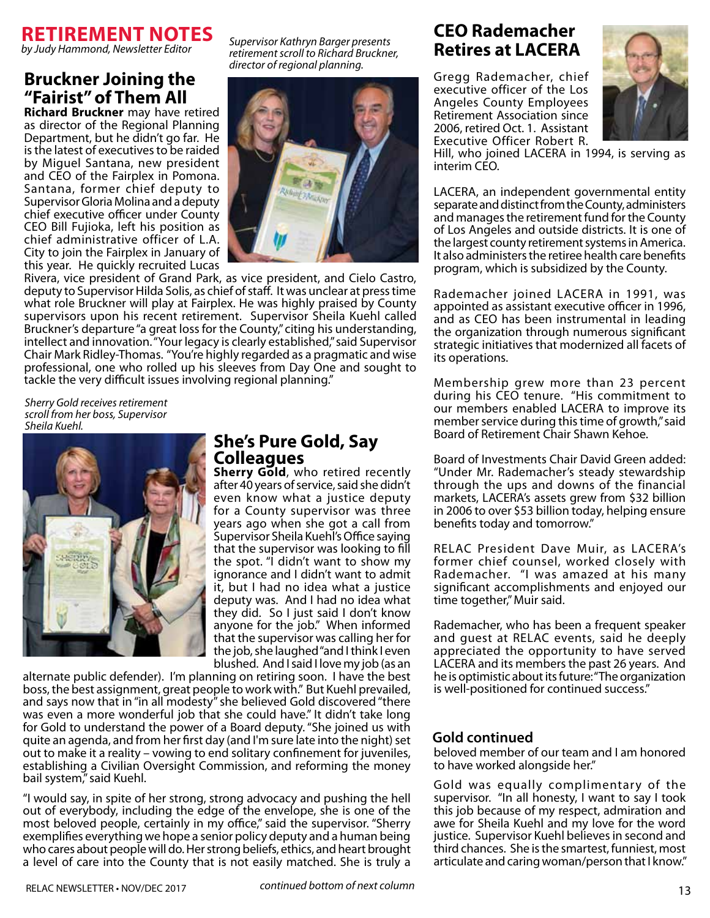# RETIREMENT NOTES

*by Judy Hammond, Newsletter Editor*

## Bruckner Joining the "Fairist" of Them All

*Supervisor Kathryn Barger presents retirement scroll to Richard Bruckner, director of regional planning.*

**Richard Bruckner** may have retired as director of the Regional Planning Department, but he didn't go far. He is the latest of executives to be raided by Miguel Santana, new president and CEO of the Fairplex in Pomona. Santana, former chief deputy to Supervisor Gloria Molina and a deputy chief executive officer under County CEO Bill Fujioka, left his position as chief administrative officer of L.A. City to join the Fairplex in January of this year. He quickly recruited Lucas Rivera, vice president of Grand Park, as vice president, and Cielo Castro, deputy to Supervisor Hilda Solis, as chief of staff. It was unclear at press time what role Bruckner will play at Fairplex. He was highly praised by County supervisors upon his recent retirement. Supervisor Sheila Kuehl called Bruckner's departure "a great loss for the County," citing his understanding, intellect and innovation. "Your legacy is clearly established," said Supervisor Chair Mark Ridley-Thomas. "You're highly regarded as a pragmatic and wise professional, one who rolled up his sleeves from Day One and sought to tackle the very difficult issues involving regional planning."

*Sherry Gold receives retirement scroll from her boss, Supervisor Sheila Kuehl.*

## She's Pure Gold, Say Colleagues

**Sherry Gold**, who retired recently after 40 years of service, said she didn't even know what a justice deputy for a County supervisor was three years ago when she got a call from Supervisor Sheila Kuehl's Office saying that the supervisor was looking to fill the spot. "I didn't want to show my ignorance and I didn't want to admit it, but I had no idea what a justice deputy was. And I had no idea what they did. So I just said I don't know anyone for the job." When informed that the supervisor was calling her for the job, she laughed "and I think I even blushed. And I said I love my job (as an alternate public defender). I'm planning on retiring soon. I have the best boss, the best assignment, great people to work with." But Kuehl prevailed, and says now that in "in all modesty" she believed Gold discovered "there was even a more wonderful job that she could have." It didn't take long for Gold to understand the power of a Board deputy. "She joined us with quite an agenda, and from her first day (and I'm sure late into the night) set out to make it a reality – vowing to end solitary confinement for juveniles, establishing a Civilian Oversight Commission, and reforming the money bail system," said Kuehl.

"I would say, in spite of her strong, strong advocacy and pushing the hell out of everybody, including the edge of the envelope, she is one of the most beloved people, certainly in my office," said the supervisor. "Sherry exemplifies everything we hope a senior policy deputy and a human being who cares about people will do. Her strong beliefs, ethics, and heart brought a level of care into the County that is not easily matched. She is truly a

*continued bottom of next column*

## CEO Rademacher Retires at LACERA

Gregg Rademacher, chief executive officer of the Los Angeles County Employees Retirement Association since 2006, retired Oct. 1. Assistant Executive Officer Robert R. Hill, who joined LACERA in 1994, is serving as interim CEO.

LACERA, an independent governmental entity separate and distinct from the County, administers and manages the retirement fund for the County of Los Angeles and outside districts. It is one of the largest county retirement systems in America. It also administers the retiree health care benefits program, which is subsidized by the County.

Rademacher joined LACERA in 1991, was appointed as assistant executive officer in 1996, and as CEO has been instrumental in leading the organization through numerous significant strategic initiatives that modernized all facets of its operations.

Membership grew more than 23 percent during his CEO tenure. "His commitment to our members enabled LACERA to improve its member service during this time of growth," said Board of Retirement Chair Shawn Kehoe.

Board of Investments Chair David Green added: "Under Mr. Rademacher's steady stewardship through the ups and downs of the financial markets, LACERA's assets grew from $32 billion in 2006 to over $53 billion today, helping ensure benefits today and tomorrow."

RELAC President Dave Muir, as LACERA's former chief counsel, worked closely with Rademacher. "I was amazed at his many significant accomplishments and enjoyed our time together," Muir said.

Rademacher, who has been a frequent speaker and guest at RELAC events, said he deeply appreciated the opportunity to have served LACERA and its members the past 26 years. And he is optimistic about its future: "The organization is well-positioned for continued success."

### Gold continued

beloved member of our team and I am honored to have worked alongside her."

Gold was equally complimentary of the supervisor. "In all honesty, I want to say I took this job because of my respect, admiration and awe for Sheila Kuehl and my love for the word justice. Supervisor Kuehl believes in second and third chances. She is the smartest, funniest, most articulate and caring woman/person that I know."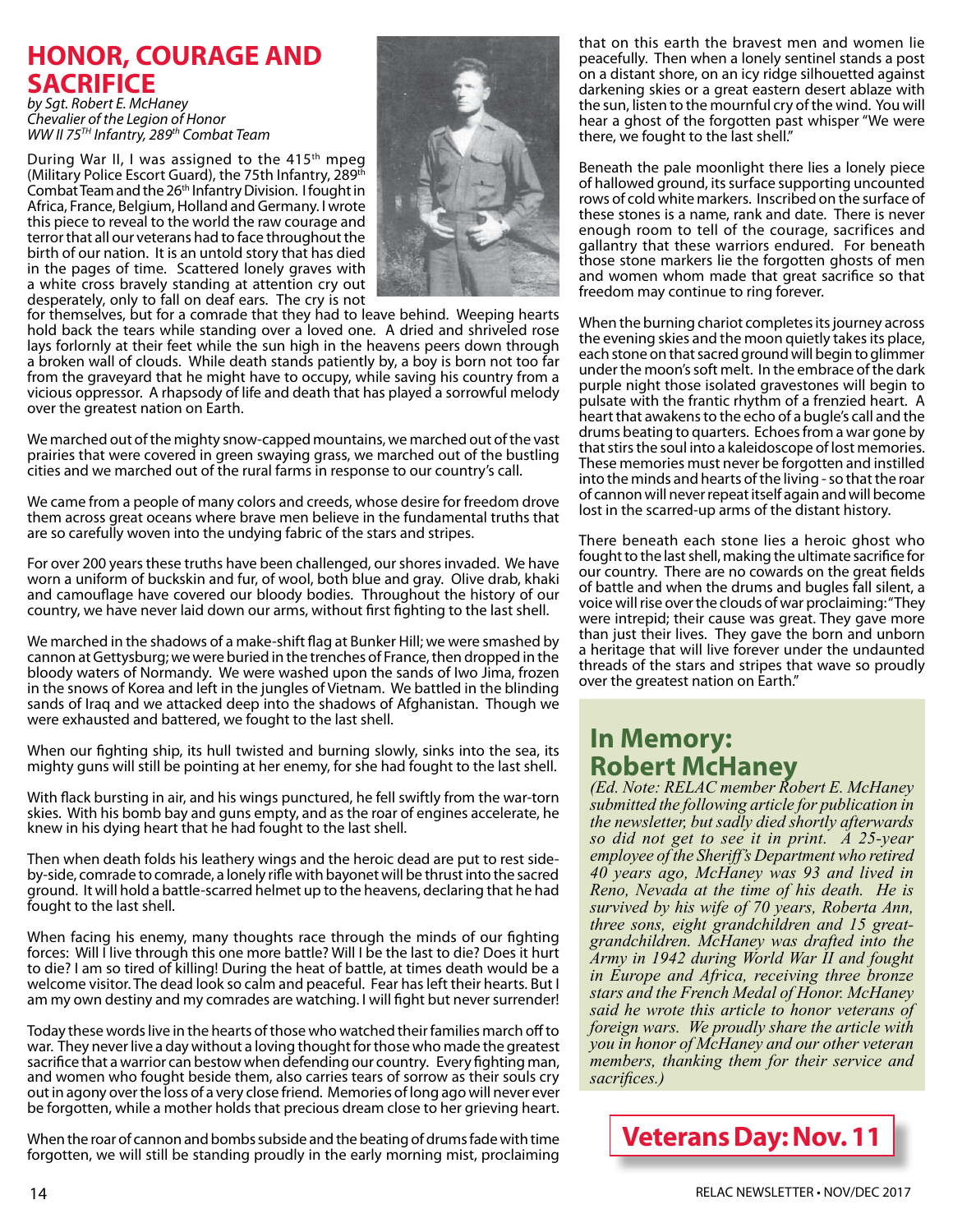# HONOR, COURAGE AND SACRIFICE

*by Sgt. Robert E. McHaney*
*Chevalier of the Legion of Honor*
*WW II 75TH Infantry, 289th Combat Team*

During War II, I was assigned to the 415th mpeg (Military Police Escort Guard), the 75th Infantry, 289th Combat Team and the 26th Infantry Division. I fought in Africa, France, Belgium, Holland and Germany. I wrote this piece to reveal to the world the raw courage and terror that all our veterans had to face throughout the birth of our nation. It is an untold story that has died in the pages of time. Scattered lonely graves with a white cross bravely standing at attention cry out desperately, only to fall on deaf ears. The cry is not for themselves, but for a comrade that they had to leave behind. Weeping hearts hold back the tears while standing over a loved one. A dried and shriveled rose lays forlornly at their feet while the sun high in the heavens peers down through a broken wall of clouds. While death stands patiently by, a boy is born not too far from the graveyard that he might have to occupy, while saving his country from a vicious oppressor. A rhapsody of life and death that has played a sorrowful melody over the greatest nation on Earth.

We marched out of the mighty snow-capped mountains, we marched out of the vast prairies that were covered in green swaying grass, we marched out of the bustling cities and we marched out of the rural farms in response to our country's call.

We came from a people of many colors and creeds, whose desire for freedom drove them across great oceans where brave men believe in the fundamental truths that are so carefully woven into the undying fabric of the stars and stripes.

For over 200 years these truths have been challenged, our shores invaded. We have worn a uniform of buckskin and fur, of wool, both blue and gray. Olive drab, khaki and camouflage have covered our bloody bodies. Throughout the history of our country, we have never laid down our arms, without first fighting to the last shell.

We marched in the shadows of a make-shift flag at Bunker Hill; we were smashed by cannon at Gettysburg; we were buried in the trenches of France, then dropped in the bloody waters of Normandy. We were washed upon the sands of Iwo Jima, frozen in the snows of Korea and left in the jungles of Vietnam. We battled in the blinding sands of Iraq and we attacked deep into the shadows of Afghanistan. Though we were exhausted and battered, we fought to the last shell.

When our fighting ship, its hull twisted and burning slowly, sinks into the sea, its mighty guns will still be pointing at her enemy, for she had fought to the last shell.

With flack bursting in air, and his wings punctured, he fell swiftly from the war-torn skies. With his bomb bay and guns empty, and as the roar of engines accelerate, he knew in his dying heart that he had fought to the last shell.

Then when death folds his leathery wings and the heroic dead are put to rest side-by-side, comrade to comrade, a lonely rifle with bayonet will be thrust into the sacred ground. It will hold a battle-scarred helmet up to the heavens, declaring that he had fought to the last shell.

When facing his enemy, many thoughts race through the minds of our fighting forces: Will I live through this one more battle? Will I be the last to die? Does it hurt to die? I am so tired of killing! During the heat of battle, at times death would be a welcome visitor. The dead look so calm and peaceful. Fear has left their hearts. But I am my own destiny and my comrades are watching. I will fight but never surrender!

Today these words live in the hearts of those who watched their families march off to war. They never live a day without a loving thought for those who made the greatest sacrifice that a warrior can bestow when defending our country. Every fighting man, and women who fought beside them, also carries tears of sorrow as their souls cry out in agony over the loss of a very close friend. Memories of long ago will never ever be forgotten, while a mother holds that precious dream close to her grieving heart.

When the roar of cannon and bombs subside and the beating of drums fade with time forgotten, we will still be standing proudly in the early morning mist, proclaiming that on this earth the bravest men and women lie peacefully. Then when a lonely sentinel stands a post on a distant shore, on an icy ridge silhouetted against darkening skies or a great eastern desert ablaze with the sun, listen to the mournful cry of the wind. You will hear a ghost of the forgotten past whisper "We were there, we fought to the last shell."

Beneath the pale moonlight there lies a lonely piece of hallowed ground, its surface supporting uncounted rows of cold white markers. Inscribed on the surface of these stones is a name, rank and date. There is never enough room to tell of the courage, sacrifices and gallantry that these warriors endured. For beneath those stone markers lie the forgotten ghosts of men and women whom made that great sacrifice so that freedom may continue to ring forever.

When the burning chariot completes its journey across the evening skies and the moon quietly takes its place, each stone on that sacred ground will begin to glimmer under the moon's soft melt. In the embrace of the dark purple night those isolated gravestones will begin to pulsate with the frantic rhythm of a frenzied heart. A heart that awakens to the echo of a bugle's call and the drums beating to quarters. Echoes from a war gone by that stirs the soul into a kaleidoscope of lost memories. These memories must never be forgotten and instilled into the minds and hearts of the living - so that the roar of cannon will never repeat itself again and will become lost in the scarred-up arms of the distant history.

There beneath each stone lies a heroic ghost who fought to the last shell, making the ultimate sacrifice for our country. There are no cowards on the great fields of battle and when the drums and bugles fall silent, a voice will rise over the clouds of war proclaiming: "They were intrepid; their cause was great. They gave more than just their lives. They gave the born and unborn a heritage that will live forever under the undaunted threads of the stars and stripes that wave so proudly over the greatest nation on Earth."

## In Memory: Robert McHaney

*(Ed. Note: RELAC member Robert E. McHaney submitted the following article for publication in the newsletter, but sadly died shortly afterwards so did not get to see it in print. A 25-year employee of the Sheriff's Department who retired 40 years ago, McHaney was 93 and lived in Reno, Nevada at the time of his death. He is survived by his wife of 70 years, Roberta Ann, three sons, eight grandchildren and 15 great-grandchildren. McHaney was drafted into the Army in 1942 during World War II and fought in Europe and Africa, receiving three bronze stars and the French Medal of Honor. McHaney said he wrote this article to honor veterans of foreign wars. We proudly share the article with you in honor of McHaney and our other veteran members, thanking them for their service and sacrifices.)*

**Veterans Day: Nov. 11**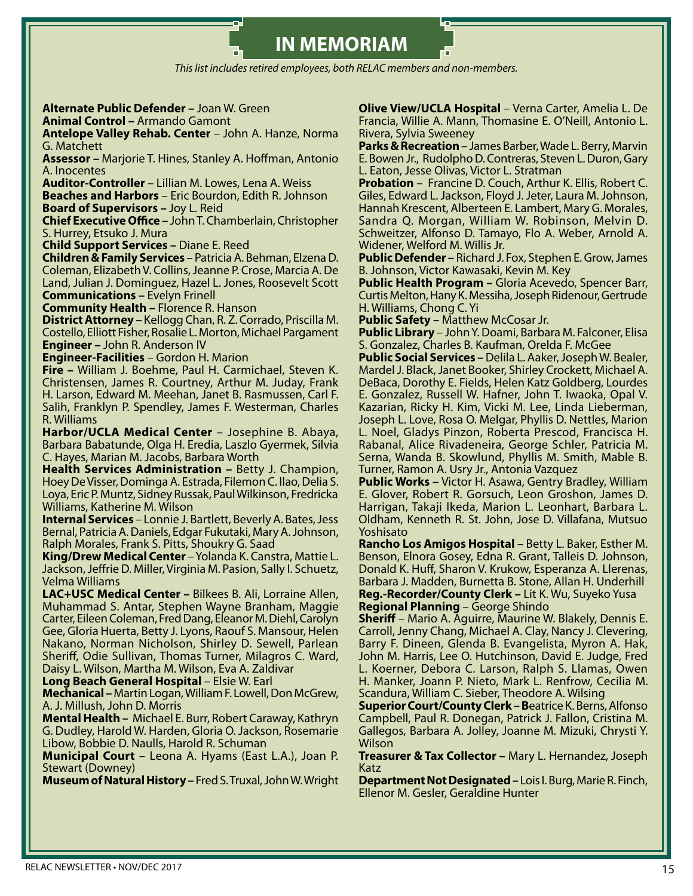# IN MEMORIAM

*This list includes retired employees, both RELAC members and non-members.*

**Alternate Public Defender –** Joan W. Green
**Animal Control –** Armando Gamont
**Antelope Valley Rehab. Center** – John A. Hanze, Norma G. Matchett
**Assessor –** Marjorie T. Hines, Stanley A. Hoffman, Antonio A. Inocentes
**Auditor-Controller** – Lillian M. Lowes, Lena A. Weiss
**Beaches and Harbors** – Eric Bourdon, Edith R. Johnson
**Board of Supervisors –** Joy L. Reid
**Chief Executive Office –** John T. Chamberlain, Christopher S. Hurrey, Etsuko J. Mura
**Child Support Services –** Diane E. Reed
**Children & Family Services** – Patricia A. Behman, Elzena D. Coleman, Elizabeth V. Collins, Jeanne P. Crose, Marcia A. De Land, Julian J. Dominguez, Hazel L. Jones, Roosevelt Scott
**Communications –** Evelyn Frinell
**Community Health –** Florence R. Hanson
**District Attorney** – Kellogg Chan, R. Z. Corrado, Priscilla M. Costello, Elliott Fisher, Rosalie L. Morton, Michael Pargament
**Engineer –** John R. Anderson IV
**Engineer-Facilities** – Gordon H. Marion
**Fire –** William J. Boehme, Paul H. Carmichael, Steven K. Christensen, James R. Courtney, Arthur M. Juday, Frank H. Larson, Edward M. Meehan, Janet B. Rasmussen, Carl F. Salih, Franklyn P. Spendley, James F. Westerman, Charles R. Williams
**Harbor/UCLA Medical Center** – Josephine B. Abaya, Barbara Babatunde, Olga H. Eredia, Laszlo Gyermek, Silvia C. Hayes, Marian M. Jacobs, Barbara Worth
**Health Services Administration –** Betty J. Champion, Hoey De Visser, Dominga A. Estrada, Filemon C. Ilao, Delia S. Loya, Eric P. Muntz, Sidney Russak, Paul Wilkinson, Fredricka Williams, Katherine M. Wilson
**Internal Services** – Lonnie J. Bartlett, Beverly A. Bates, Jess Bernal, Patricia A. Daniels, Edgar Fukutaki, Mary A. Johnson, Ralph Morales, Frank S. Pitts, Shoukry G. Saad
**King/Drew Medical Center** – Yolanda K. Canstra, Mattie L. Jackson, Jeffrie D. Miller, Virginia M. Pasion, Sally I. Schuetz, Velma Williams
**LAC+USC Medical Center –** Bilkees B. Ali, Lorraine Allen, Muhammad S. Antar, Stephen Wayne Branham, Maggie Carter, Eileen Coleman, Fred Dang, Eleanor M. Diehl, Carolyn Gee, Gloria Huerta, Betty J. Lyons, Raouf S. Mansour, Helen Nakano, Norman Nicholson, Shirley D. Sewell, Parlean Sheriff, Odie Sullivan, Thomas Turner, Milagros C. Ward, Daisy L. Wilson, Martha M. Wilson, Eva A. Zaldivar
**Long Beach General Hospital** – Elsie W. Earl
**Mechanical –** Martin Logan, William F. Lowell, Don McGrew, A. J. Millush, John D. Morris
**Mental Health –** Michael E. Burr, Robert Caraway, Kathryn G. Dudley, Harold W. Harden, Gloria O. Jackson, Rosemarie Libow, Bobbie D. Naulls, Harold R. Schuman
**Municipal Court** – Leona A. Hyams (East L.A.), Joan P. Stewart (Downey)
**Museum of Natural History –** Fred S. Truxal, John W. Wright
**Olive View/UCLA Hospital** – Verna Carter, Amelia L. De Francia, Willie A. Mann, Thomasine E. O'Neill, Antonio L. Rivera, Sylvia Sweeney
**Parks & Recreation** – James Barber, Wade L. Berry, Marvin E. Bowen Jr., Rudolpho D. Contreras, Steven L. Duron, Gary L. Eaton, Jesse Olivas, Victor L. Stratman
**Probation** – Francine D. Couch, Arthur K. Ellis, Robert C. Giles, Edward L. Jackson, Floyd J. Jeter, Laura M. Johnson, Hannah Krescent, Alberteen E. Lambert, Mary G. Morales, Sandra Q. Morgan, William W. Robinson, Melvin D. Schweitzer, Alfonso D. Tamayo, Flo A. Weber, Arnold A. Widener, Welford M. Willis Jr.
**Public Defender –** Richard J. Fox, Stephen E. Grow, James B. Johnson, Victor Kawasaki, Kevin M. Key
**Public Health Program –** Gloria Acevedo, Spencer Barr, Curtis Melton, Hany K. Messiha, Joseph Ridenour, Gertrude H. Williams, Chong C. Yi
**Public Safety** – Matthew McCosar Jr.
**Public Library** – John Y. Doami, Barbara M. Falconer, Elisa S. Gonzalez, Charles B. Kaufman, Orelda F. McGee
**Public Social Services –** Delila L. Aaker, Joseph W. Bealer, Mardel J. Black, Janet Booker, Shirley Crockett, Michael A. DeBaca, Dorothy E. Fields, Helen Katz Goldberg, Lourdes E. Gonzalez, Russell W. Hafner, John T. Iwaoka, Opal V. Kazarian, Ricky H. Kim, Vicki M. Lee, Linda Lieberman, Joseph L. Love, Rosa O. Melgar, Phyllis D. Nettles, Marion L. Noel, Gladys Pinzon, Roberta Prescod, Francisca H. Rabanal, Alice Rivadeneira, George Schler, Patricia M. Serna, Wanda B. Skowlund, Phyllis M. Smith, Mable B. Turner, Ramon A. Usry Jr., Antonia Vazquez
**Public Works –** Victor H. Asawa, Gentry Bradley, William E. Glover, Robert R. Gorsuch, Leon Groshon, James D. Harrigan, Takaji Ikeda, Marion L. Leonhart, Barbara L. Oldham, Kenneth R. St. John, Jose D. Villafana, Mutsuo Yoshisato
**Rancho Los Amigos Hospital** – Betty L. Baker, Esther M. Benson, Elnora Gosey, Edna R. Grant, Talleis D. Johnson, Donald K. Huff, Sharon V. Krukow, Esperanza A. Llerenas, Barbara J. Madden, Burnetta B. Stone, Allan H. Underhill
**Reg.-Recorder/County Clerk –** Lit K. Wu, Suyeko Yusa
**Regional Planning** – George Shindo
**Sheriff** – Mario A. Aguirre, Maurine W. Blakely, Dennis E. Carroll, Jenny Chang, Michael A. Clay, Nancy J. Clevering, Barry F. Dineen, Glenda B. Evangelista, Myron A. Hak, John M. Harris, Lee O. Hutchinson, David E. Judge, Fred L. Koerner, Debora C. Larson, Ralph S. Llamas, Owen H. Manker, Joann P. Nieto, Mark L. Renfrow, Cecilia M. Scandura, William C. Sieber, Theodore A. Wilsing
**Superior Court/County Clerk – B**eatrice K. Berns, Alfonso Campbell, Paul R. Donegan, Patrick J. Fallon, Cristina M. Gallegos, Barbara A. Jolley, Joanne M. Mizuki, Chrysti Y. Wilson
**Treasurer & Tax Collector –** Mary L. Hernandez, Joseph Katz
**Department Not Designated –** Lois I. Burg, Marie R. Finch, Ellenor M. Gesler, Geraldine Hunter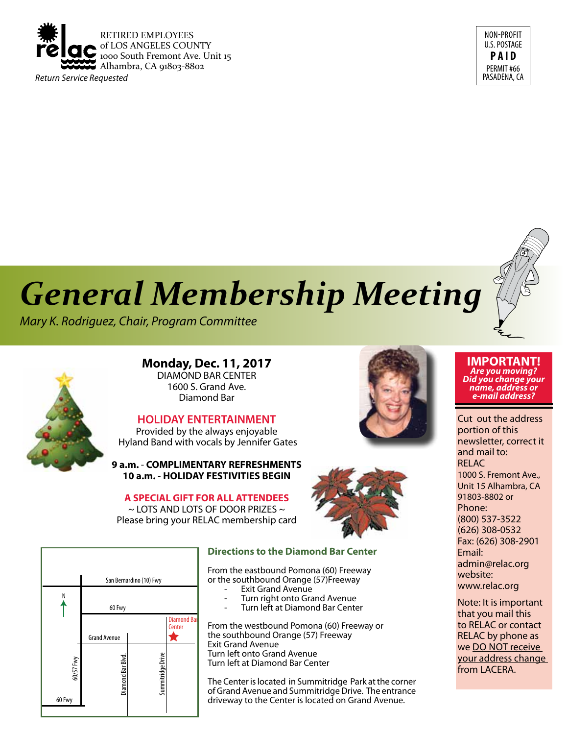RETIRED EMPLOYEES
of LOS ANGELES COUNTY
1000 South Fremont Ave. Unit 15
Alhambra, CA 91803-8802

*Return Service Requested*

NON-PROFIT
U.S. POSTAGE
**PAID**
PERMIT #66
PASADENA, CA

# *General Membership Meeting*

*Mary K. Rodriguez, Chair, Program Committee*

**Monday, Dec. 11, 2017**
DIAMOND BAR CENTER
1600 S. Grand Ave.
Diamond Bar

## HOLIDAY ENTERTAINMENT

Provided by the always enjoyable
Hyland Band with vocals by Jennifer Gates

**9 a.m.** - **COMPLIMENTARY REFRESHMENTS**
**10 a.m.** - **HOLIDAY FESTIVITIES BEGIN**

**A SPECIAL GIFT FOR ALL ATTENDEES**
~ LOTS AND LOTS OF DOOR PRIZES ~
Please bring your RELAC membership card

San Bernardino (10) Fwy
N
60 Fwy
Diamond Bar Center
Grand Avenue
60/57 Fwy
Diamond Bar Blvd.
Summitridge Drive
60 Fwy

### Directions to the Diamond Bar Center

From the eastbound Pomona (60) Freeway or the southbound Orange (57)Freeway

- Exit Grand Avenue
- Turn right onto Grand Avenue
- Turn left at Diamond Bar Center

From the westbound Pomona (60) Freeway or the southbound Orange (57) Freeway
Exit Grand Avenue
Turn left onto Grand Avenue
Turn left at Diamond Bar Center

The Center is located in Summitridge Park at the corner of Grand Avenue and Summitridge Drive. The entrance driveway to the Center is located on Grand Avenue.

## IMPORTANT!

***Are you moving? Did you change your name, address or e-mail address?***

Cut out the address portion of this newsletter, correct it and mail to:
RELAC
1000 S. Fremont Ave., Unit 15 Alhambra, CA 91803-8802 or
Phone:
(800) 537-3522
(626) 308-0532
Fax: (626) 308-2901
Email:
admin@relac.org
website:
www.relac.org

Note: It is important that you mail this to RELAC or contact RELAC by phone as we DO NOT receive your address change from LACERA.